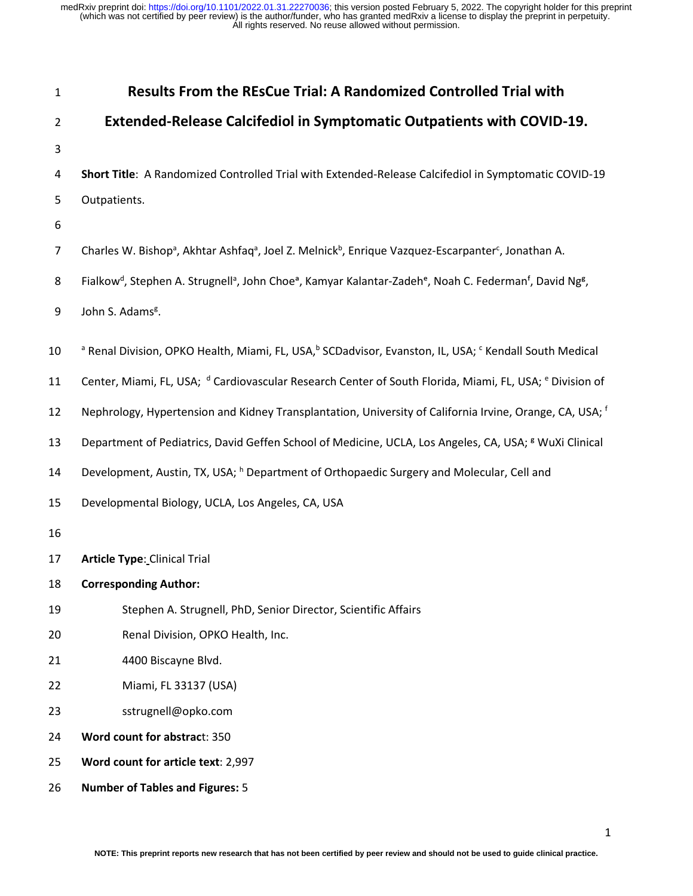# Results From the REsCue Trial: A Randomized Controlled Trial with Extended-Release Calcifediol in Symptomatic Outpatients with COVID-19.

**Short Title**: A Randomized Controlled Trial with Extended-Release Calcifediol in Symptomatic COVID-19 Outpatients.

Charles W. Bishop[a], Akhtar Ashfaq[a], Joel Z. Melnick[b], Enrique Vazquez-Escarpanter[c], Jonathan A. Fialkow[d], Stephen A. Strugnell[a], John Choe[a], Kamyar Kalantar-Zadeh[e], Noah C. Federman[f], David Ng[g], John S. Adams[g].

[a] Renal Division, OPKO Health, Miami, FL, USA,[b] SCDadvisor, Evanston, IL, USA; [c] Kendall South Medical Center, Miami, FL, USA; [d] Cardiovascular Research Center of South Florida, Miami, FL, USA; [e] Division of Nephrology, Hypertension and Kidney Transplantation, University of California Irvine, Orange, CA, USA; [f] Department of Pediatrics, David Geffen School of Medicine, UCLA, Los Angeles, CA, USA; [g] WuXi Clinical Development, Austin, TX, USA; [h] Department of Orthopaedic Surgery and Molecular, Cell and Developmental Biology, UCLA, Los Angeles, CA, USA

**Article Type**: Clinical Trial

**Corresponding Author:**

Stephen A. Strugnell, PhD, Senior Director, Scientific Affairs
Renal Division, OPKO Health, Inc.
4400 Biscayne Blvd.
Miami, FL 33137 (USA)
sstrugnell@opko.com

**Word count for abstract**: 350

**Word count for article text**: 2,997

**Number of Tables and Figures:** 5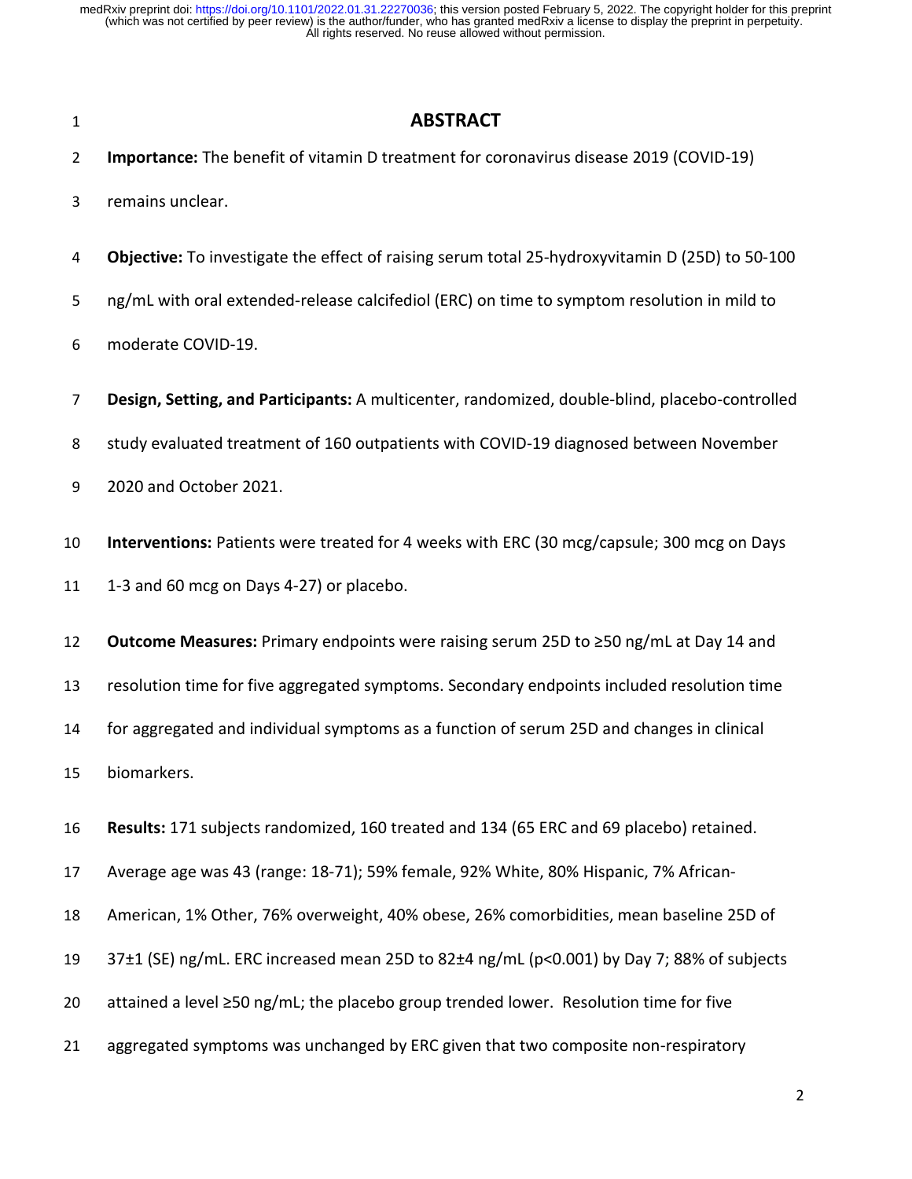## ABSTRACT

**Importance:** The benefit of vitamin D treatment for coronavirus disease 2019 (COVID-19) remains unclear.

**Objective:** To investigate the effect of raising serum total 25-hydroxyvitamin D (25D) to 50-100 ng/mL with oral extended-release calcifediol (ERC) on time to symptom resolution in mild to moderate COVID-19.

**Design, Setting, and Participants:** A multicenter, randomized, double-blind, placebo-controlled study evaluated treatment of 160 outpatients with COVID-19 diagnosed between November 2020 and October 2021.

**Interventions:** Patients were treated for 4 weeks with ERC (30 mcg/capsule; 300 mcg on Days 1-3 and 60 mcg on Days 4-27) or placebo.

**Outcome Measures:** Primary endpoints were raising serum 25D to ≥50 ng/mL at Day 14 and resolution time for five aggregated symptoms. Secondary endpoints included resolution time for aggregated and individual symptoms as a function of serum 25D and changes in clinical biomarkers.

**Results:** 171 subjects randomized, 160 treated and 134 (65 ERC and 69 placebo) retained. Average age was 43 (range: 18-71); 59% female, 92% White, 80% Hispanic, 7% African-American, 1% Other, 76% overweight, 40% obese, 26% comorbidities, mean baseline 25D of 37±1 (SE) ng/mL. ERC increased mean 25D to 82±4 ng/mL ($p<0.001$) by Day 7; 88% of subjects attained a level ≥50 ng/mL; the placebo group trended lower. Resolution time for five aggregated symptoms was unchanged by ERC given that two composite non-respiratory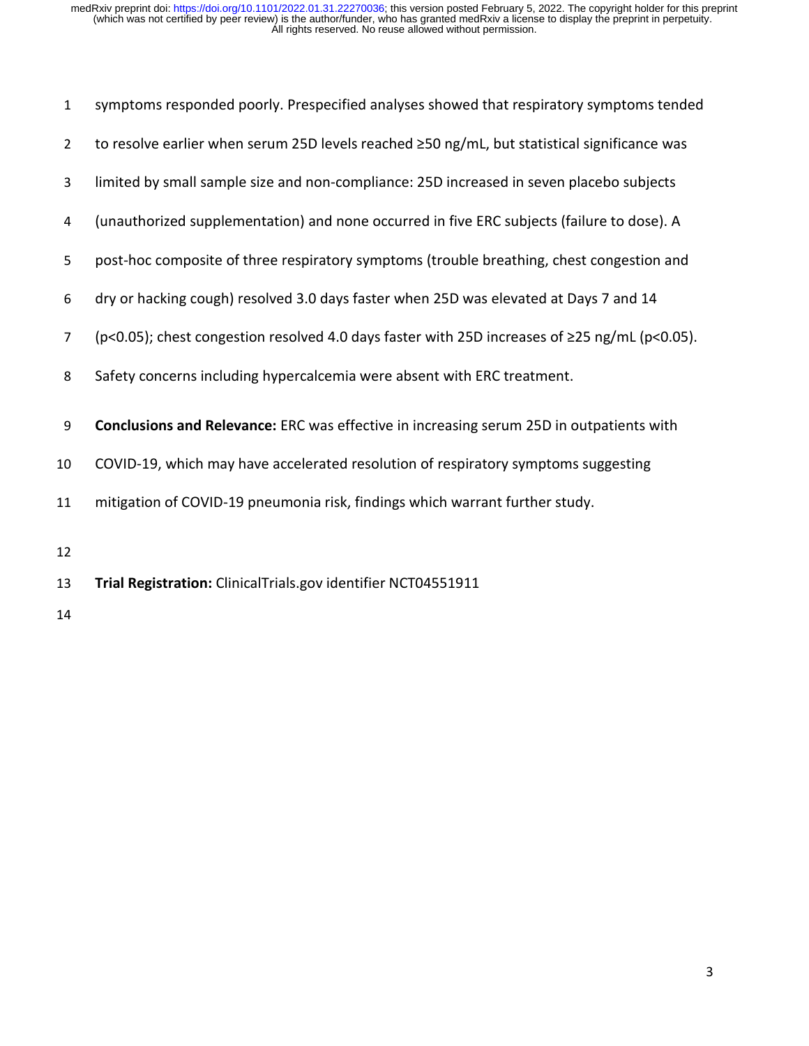symptoms responded poorly. Prespecified analyses showed that respiratory symptoms tended to resolve earlier when serum 25D levels reached ≥50 ng/mL, but statistical significance was limited by small sample size and non-compliance: 25D increased in seven placebo subjects (unauthorized supplementation) and none occurred in five ERC subjects (failure to dose). A post-hoc composite of three respiratory symptoms (trouble breathing, chest congestion and dry or hacking cough) resolved 3.0 days faster when 25D was elevated at Days 7 and 14 ($p<0.05$); chest congestion resolved 4.0 days faster with 25D increases of ≥25 ng/mL ($p<0.05$). Safety concerns including hypercalcemia were absent with ERC treatment.

**Conclusions and Relevance:** ERC was effective in increasing serum 25D in outpatients with COVID-19, which may have accelerated resolution of respiratory symptoms suggesting mitigation of COVID-19 pneumonia risk, findings which warrant further study.

**Trial Registration:** ClinicalTrials.gov identifier NCT04551911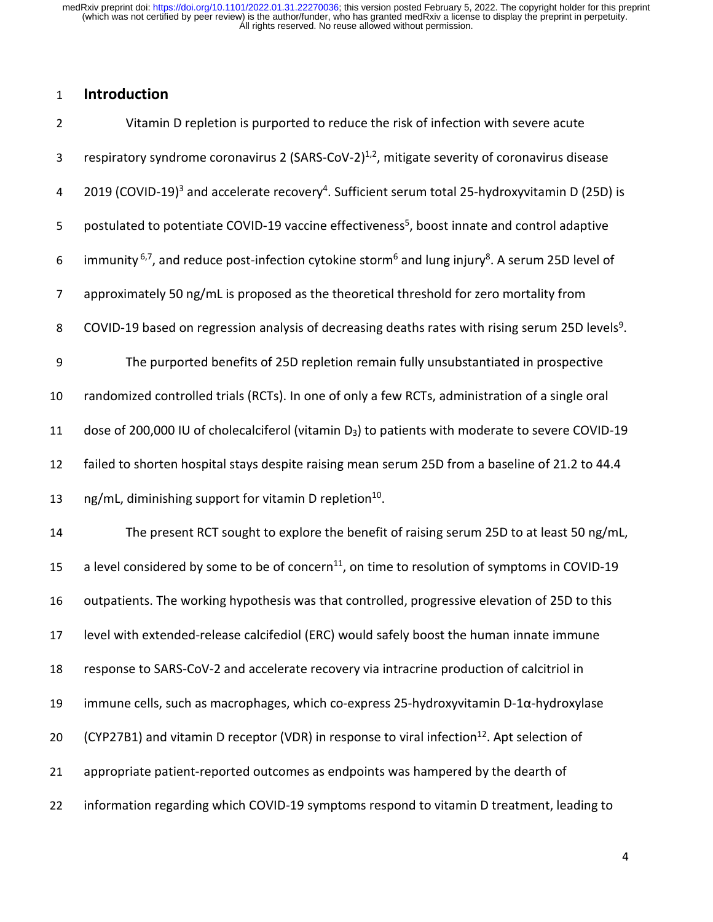## Introduction

Vitamin D repletion is purported to reduce the risk of infection with severe acute respiratory syndrome coronavirus 2 (SARS-CoV-2)[1,2], mitigate severity of coronavirus disease 2019 (COVID-19)[3] and accelerate recovery[4]. Sufficient serum total 25-hydroxyvitamin D (25D) is postulated to potentiate COVID-19 vaccine effectiveness[5], boost innate and control adaptive immunity [6,7], and reduce post-infection cytokine storm[6] and lung injury[8]. A serum 25D level of approximately 50 ng/mL is proposed as the theoretical threshold for zero mortality from COVID-19 based on regression analysis of decreasing deaths rates with rising serum 25D levels[9].

The purported benefits of 25D repletion remain fully unsubstantiated in prospective randomized controlled trials (RCTs). In one of only a few RCTs, administration of a single oral dose of 200,000 IU of cholecalciferol (vitamin $D_3$) to patients with moderate to severe COVID-19 failed to shorten hospital stays despite raising mean serum 25D from a baseline of 21.2 to 44.4 ng/mL, diminishing support for vitamin D repletion[10].

The present RCT sought to explore the benefit of raising serum 25D to at least 50 ng/mL, a level considered by some to be of concern[11], on time to resolution of symptoms in COVID-19 outpatients. The working hypothesis was that controlled, progressive elevation of 25D to this level with extended-release calcifediol (ERC) would safely boost the human innate immune response to SARS-CoV-2 and accelerate recovery via intracrine production of calcitriol in immune cells, such as macrophages, which co-express 25-hydroxyvitamin D-1α-hydroxylase (CYP27B1) and vitamin D receptor (VDR) in response to viral infection[12]. Apt selection of appropriate patient-reported outcomes as endpoints was hampered by the dearth of information regarding which COVID-19 symptoms respond to vitamin D treatment, leading to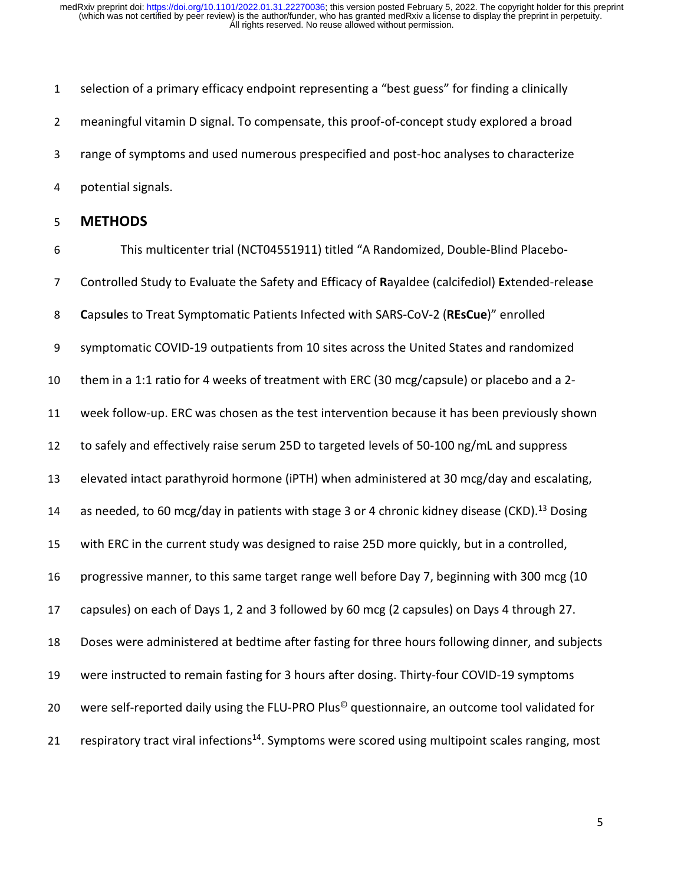selection of a primary efficacy endpoint representing a "best guess" for finding a clinically meaningful vitamin D signal. To compensate, this proof-of-concept study explored a broad range of symptoms and used numerous prespecified and post-hoc analyses to characterize potential signals.

## METHODS

This multicenter trial (NCT04551911) titled "A Randomized, Double-Blind Placebo-Controlled Study to Evaluate the Safety and Efficacy of **R**ayaldee (calcifediol) **E**xtended-relea**s**e **C**aps**ule**s to Treat Symptomatic Patients Infected with SARS-CoV-2 (**REsCue**)" enrolled symptomatic COVID-19 outpatients from 10 sites across the United States and randomized them in a 1:1 ratio for 4 weeks of treatment with ERC (30 mcg/capsule) or placebo and a 2-week follow-up. ERC was chosen as the test intervention because it has been previously shown to safely and effectively raise serum 25D to targeted levels of 50-100 ng/mL and suppress elevated intact parathyroid hormone (iPTH) when administered at 30 mcg/day and escalating, as needed, to 60 mcg/day in patients with stage 3 or 4 chronic kidney disease (CKD).[13] Dosing with ERC in the current study was designed to raise 25D more quickly, but in a controlled, progressive manner, to this same target range well before Day 7, beginning with 300 mcg (10 capsules) on each of Days 1, 2 and 3 followed by 60 mcg (2 capsules) on Days 4 through 27. Doses were administered at bedtime after fasting for three hours following dinner, and subjects were instructed to remain fasting for 3 hours after dosing. Thirty-four COVID-19 symptoms were self-reported daily using the FLU-PRO Plus© questionnaire, an outcome tool validated for respiratory tract viral infections[14]. Symptoms were scored using multipoint scales ranging, most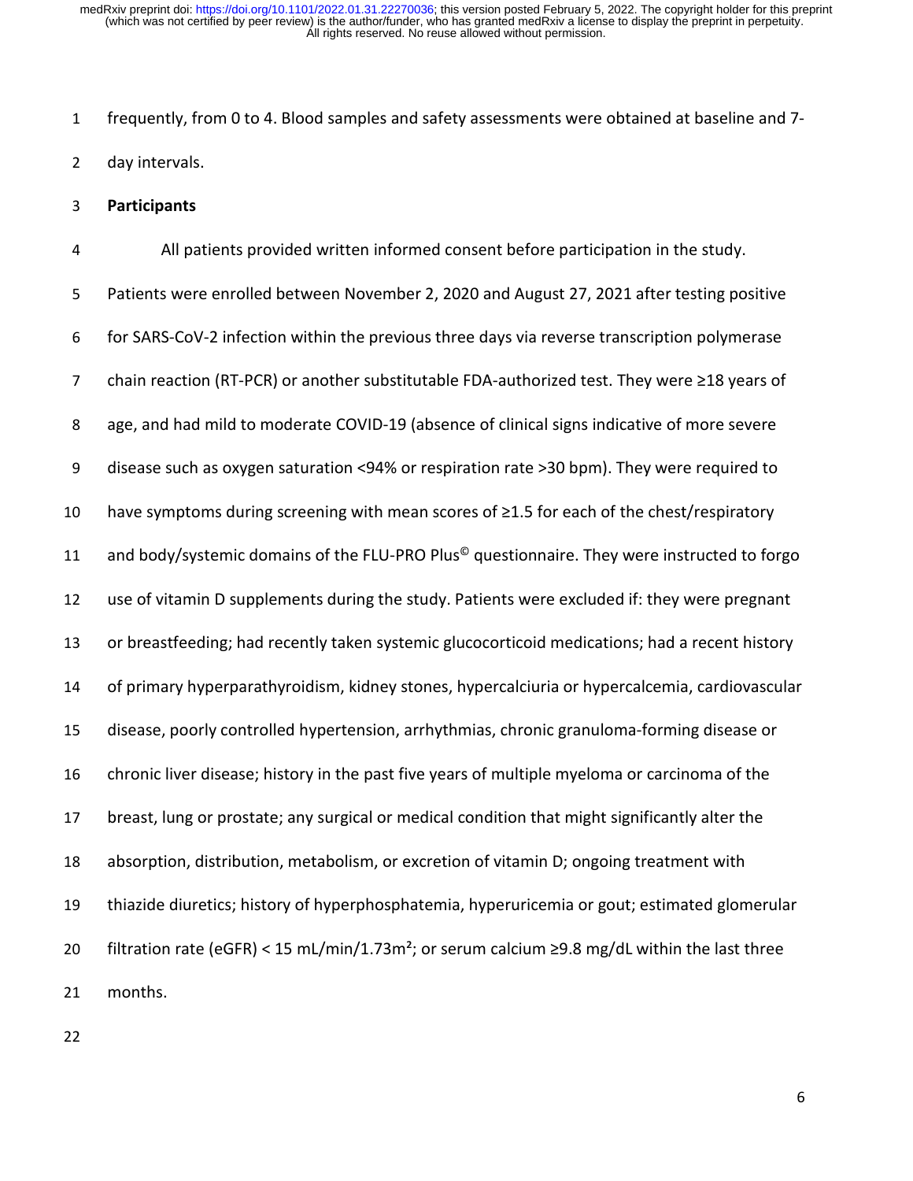frequently, from 0 to 4. Blood samples and safety assessments were obtained at baseline and 7-day intervals.

**Participants**

All patients provided written informed consent before participation in the study. Patients were enrolled between November 2, 2020 and August 27, 2021 after testing positive for SARS-CoV-2 infection within the previous three days via reverse transcription polymerase chain reaction (RT-PCR) or another substitutable FDA-authorized test. They were ≥18 years of age, and had mild to moderate COVID-19 (absence of clinical signs indicative of more severe disease such as oxygen saturation <94% or respiration rate >30 bpm). They were required to have symptoms during screening with mean scores of ≥1.5 for each of the chest/respiratory and body/systemic domains of the FLU-PRO Plus© questionnaire. They were instructed to forgo use of vitamin D supplements during the study. Patients were excluded if: they were pregnant or breastfeeding; had recently taken systemic glucocorticoid medications; had a recent history of primary hyperparathyroidism, kidney stones, hypercalciuria or hypercalcemia, cardiovascular disease, poorly controlled hypertension, arrhythmias, chronic granuloma-forming disease or chronic liver disease; history in the past five years of multiple myeloma or carcinoma of the breast, lung or prostate; any surgical or medical condition that might significantly alter the absorption, distribution, metabolism, or excretion of vitamin D; ongoing treatment with thiazide diuretics; history of hyperphosphatemia, hyperuricemia or gout; estimated glomerular filtration rate (eGFR) < 15 mL/min/1.73m$^2$; or serum calcium ≥9.8 mg/dL within the last three months.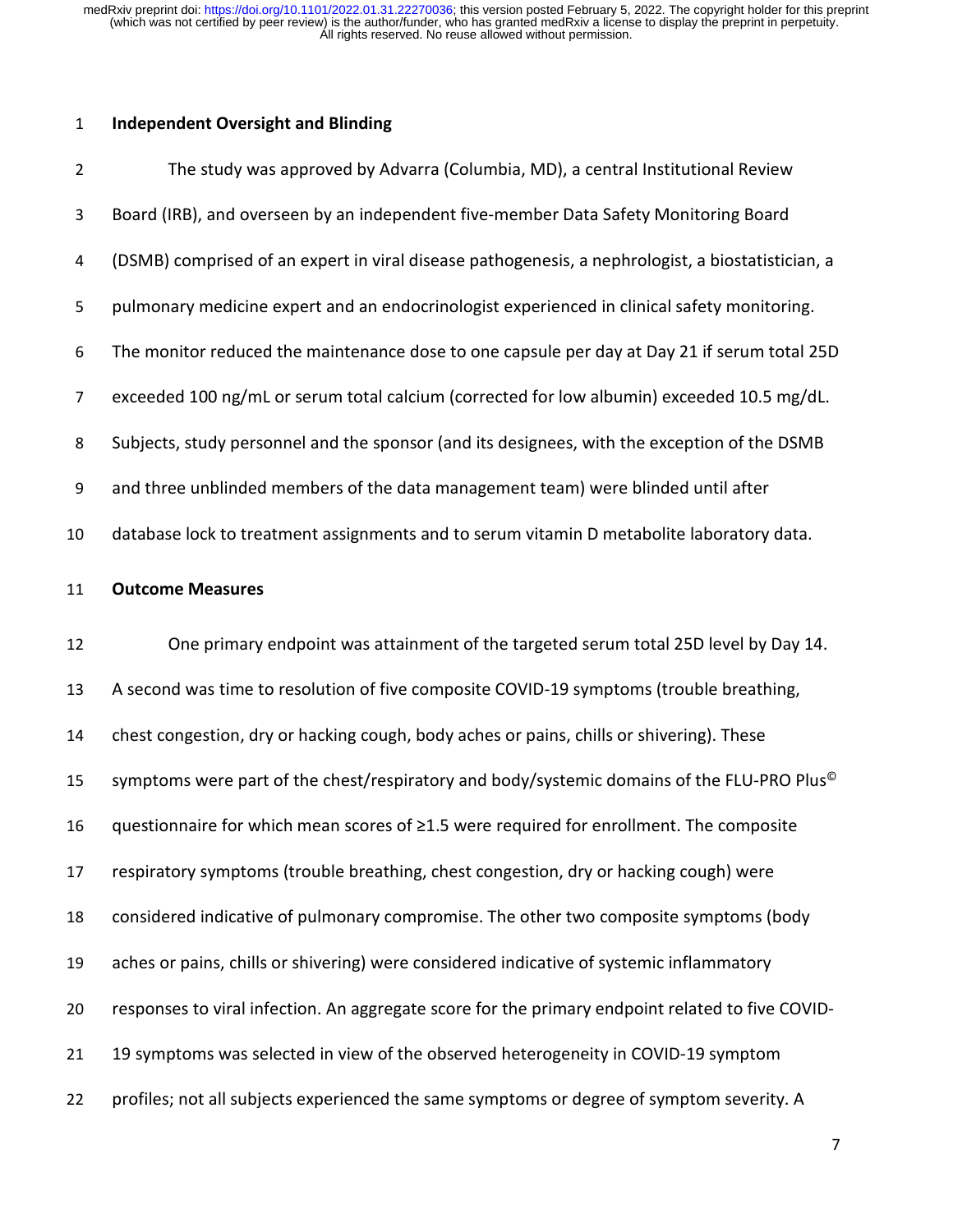**Independent Oversight and Blinding**

The study was approved by Advarra (Columbia, MD), a central Institutional Review Board (IRB), and overseen by an independent five-member Data Safety Monitoring Board (DSMB) comprised of an expert in viral disease pathogenesis, a nephrologist, a biostatistician, a pulmonary medicine expert and an endocrinologist experienced in clinical safety monitoring. The monitor reduced the maintenance dose to one capsule per day at Day 21 if serum total 25D exceeded 100 ng/mL or serum total calcium (corrected for low albumin) exceeded 10.5 mg/dL. Subjects, study personnel and the sponsor (and its designees, with the exception of the DSMB and three unblinded members of the data management team) were blinded until after database lock to treatment assignments and to serum vitamin D metabolite laboratory data.

**Outcome Measures**

One primary endpoint was attainment of the targeted serum total 25D level by Day 14. A second was time to resolution of five composite COVID-19 symptoms (trouble breathing, chest congestion, dry or hacking cough, body aches or pains, chills or shivering). These symptoms were part of the chest/respiratory and body/systemic domains of the FLU-PRO Plus© questionnaire for which mean scores of ≥1.5 were required for enrollment. The composite respiratory symptoms (trouble breathing, chest congestion, dry or hacking cough) were considered indicative of pulmonary compromise. The other two composite symptoms (body aches or pains, chills or shivering) were considered indicative of systemic inflammatory responses to viral infection. An aggregate score for the primary endpoint related to five COVID-19 symptoms was selected in view of the observed heterogeneity in COVID-19 symptom profiles; not all subjects experienced the same symptoms or degree of symptom severity. A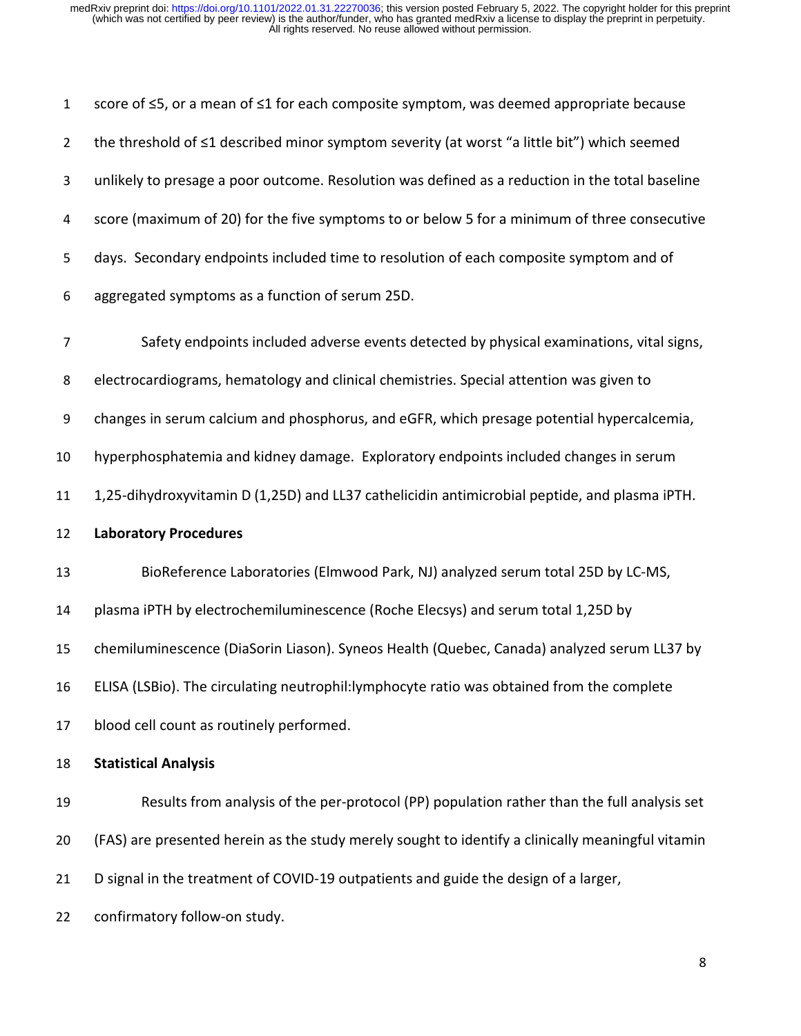score of ≤5, or a mean of ≤1 for each composite symptom, was deemed appropriate because the threshold of ≤1 described minor symptom severity (at worst "a little bit") which seemed unlikely to presage a poor outcome. Resolution was defined as a reduction in the total baseline score (maximum of 20) for the five symptoms to or below 5 for a minimum of three consecutive days. Secondary endpoints included time to resolution of each composite symptom and of aggregated symptoms as a function of serum 25D.

Safety endpoints included adverse events detected by physical examinations, vital signs, electrocardiograms, hematology and clinical chemistries. Special attention was given to changes in serum calcium and phosphorus, and eGFR, which presage potential hypercalcemia, hyperphosphatemia and kidney damage. Exploratory endpoints included changes in serum 1,25-dihydroxyvitamin D (1,25D) and LL37 cathelicidin antimicrobial peptide, and plasma iPTH.

**Laboratory Procedures**

BioReference Laboratories (Elmwood Park, NJ) analyzed serum total 25D by LC-MS, plasma iPTH by electrochemiluminescence (Roche Elecsys) and serum total 1,25D by chemiluminescence (DiaSorin Liason). Syneos Health (Quebec, Canada) analyzed serum LL37 by ELISA (LSBio). The circulating neutrophil:lymphocyte ratio was obtained from the complete blood cell count as routinely performed.

**Statistical Analysis**

Results from analysis of the per-protocol (PP) population rather than the full analysis set (FAS) are presented herein as the study merely sought to identify a clinically meaningful vitamin D signal in the treatment of COVID-19 outpatients and guide the design of a larger, confirmatory follow-on study.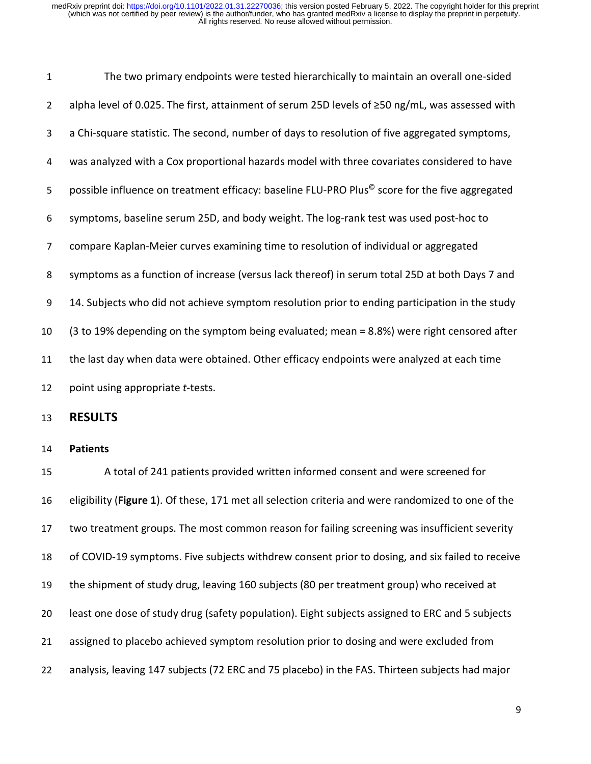The two primary endpoints were tested hierarchically to maintain an overall one-sided alpha level of 0.025. The first, attainment of serum 25D levels of ≥50 ng/mL, was assessed with a Chi-square statistic. The second, number of days to resolution of five aggregated symptoms, was analyzed with a Cox proportional hazards model with three covariates considered to have possible influence on treatment efficacy: baseline FLU-PRO Plus© score for the five aggregated symptoms, baseline serum 25D, and body weight. The log-rank test was used post-hoc to compare Kaplan-Meier curves examining time to resolution of individual or aggregated symptoms as a function of increase (versus lack thereof) in serum total 25D at both Days 7 and 14. Subjects who did not achieve symptom resolution prior to ending participation in the study (3 to 19% depending on the symptom being evaluated; mean = 8.8%) were right censored after the last day when data were obtained. Other efficacy endpoints were analyzed at each time point using appropriate *t*-tests.

## RESULTS

### Patients

A total of 241 patients provided written informed consent and were screened for eligibility (**Figure 1**). Of these, 171 met all selection criteria and were randomized to one of the two treatment groups. The most common reason for failing screening was insufficient severity of COVID-19 symptoms. Five subjects withdrew consent prior to dosing, and six failed to receive the shipment of study drug, leaving 160 subjects (80 per treatment group) who received at least one dose of study drug (safety population). Eight subjects assigned to ERC and 5 subjects assigned to placebo achieved symptom resolution prior to dosing and were excluded from analysis, leaving 147 subjects (72 ERC and 75 placebo) in the FAS. Thirteen subjects had major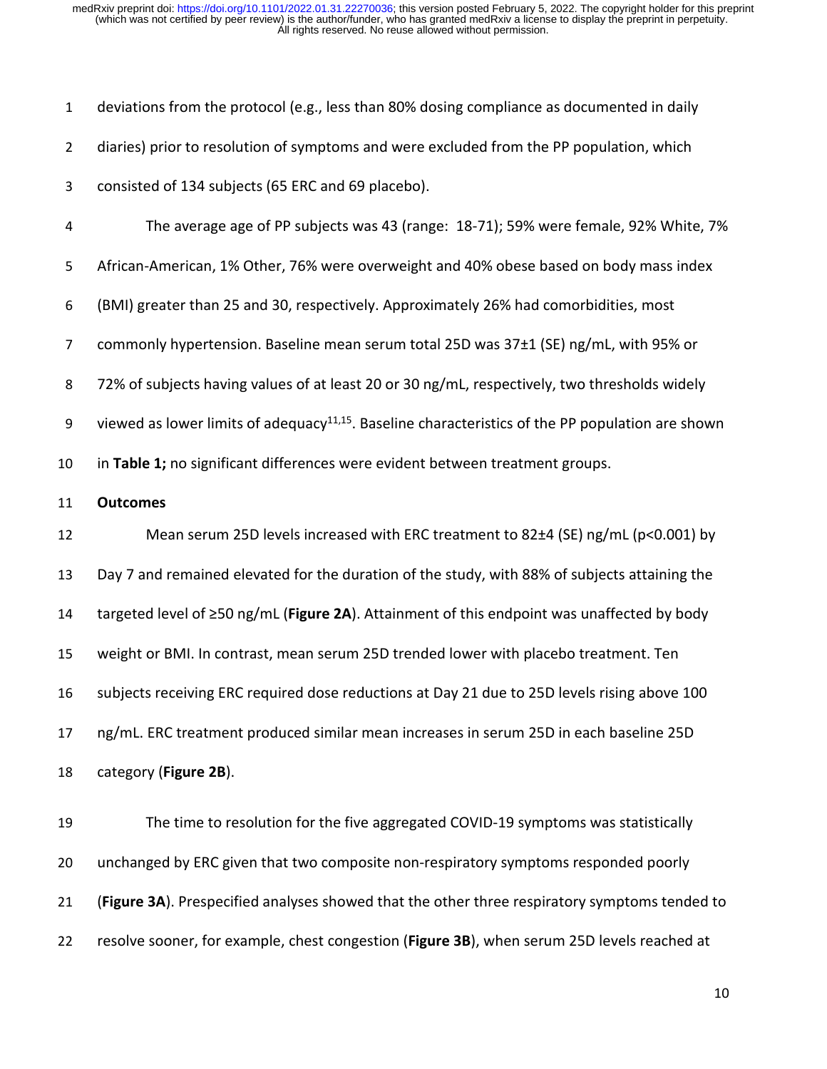deviations from the protocol (e.g., less than 80% dosing compliance as documented in daily diaries) prior to resolution of symptoms and were excluded from the PP population, which consisted of 134 subjects (65 ERC and 69 placebo).

The average age of PP subjects was 43 (range: 18-71); 59% were female, 92% White, 7% African-American, 1% Other, 76% were overweight and 40% obese based on body mass index (BMI) greater than 25 and 30, respectively. Approximately 26% had comorbidities, most commonly hypertension. Baseline mean serum total 25D was 37±1 (SE) ng/mL, with 95% or 72% of subjects having values of at least 20 or 30 ng/mL, respectively, two thresholds widely viewed as lower limits of adequacy[11,15]. Baseline characteristics of the PP population are shown in **Table 1;** no significant differences were evident between treatment groups.

**Outcomes**

Mean serum 25D levels increased with ERC treatment to 82±4 (SE) ng/mL ($p<0.001$) by Day 7 and remained elevated for the duration of the study, with 88% of subjects attaining the targeted level of ≥50 ng/mL (**Figure 2A**). Attainment of this endpoint was unaffected by body weight or BMI. In contrast, mean serum 25D trended lower with placebo treatment. Ten subjects receiving ERC required dose reductions at Day 21 due to 25D levels rising above 100 ng/mL. ERC treatment produced similar mean increases in serum 25D in each baseline 25D category (**Figure 2B**).

The time to resolution for the five aggregated COVID-19 symptoms was statistically unchanged by ERC given that two composite non-respiratory symptoms responded poorly (**Figure 3A**). Prespecified analyses showed that the other three respiratory symptoms tended to resolve sooner, for example, chest congestion (**Figure 3B**), when serum 25D levels reached at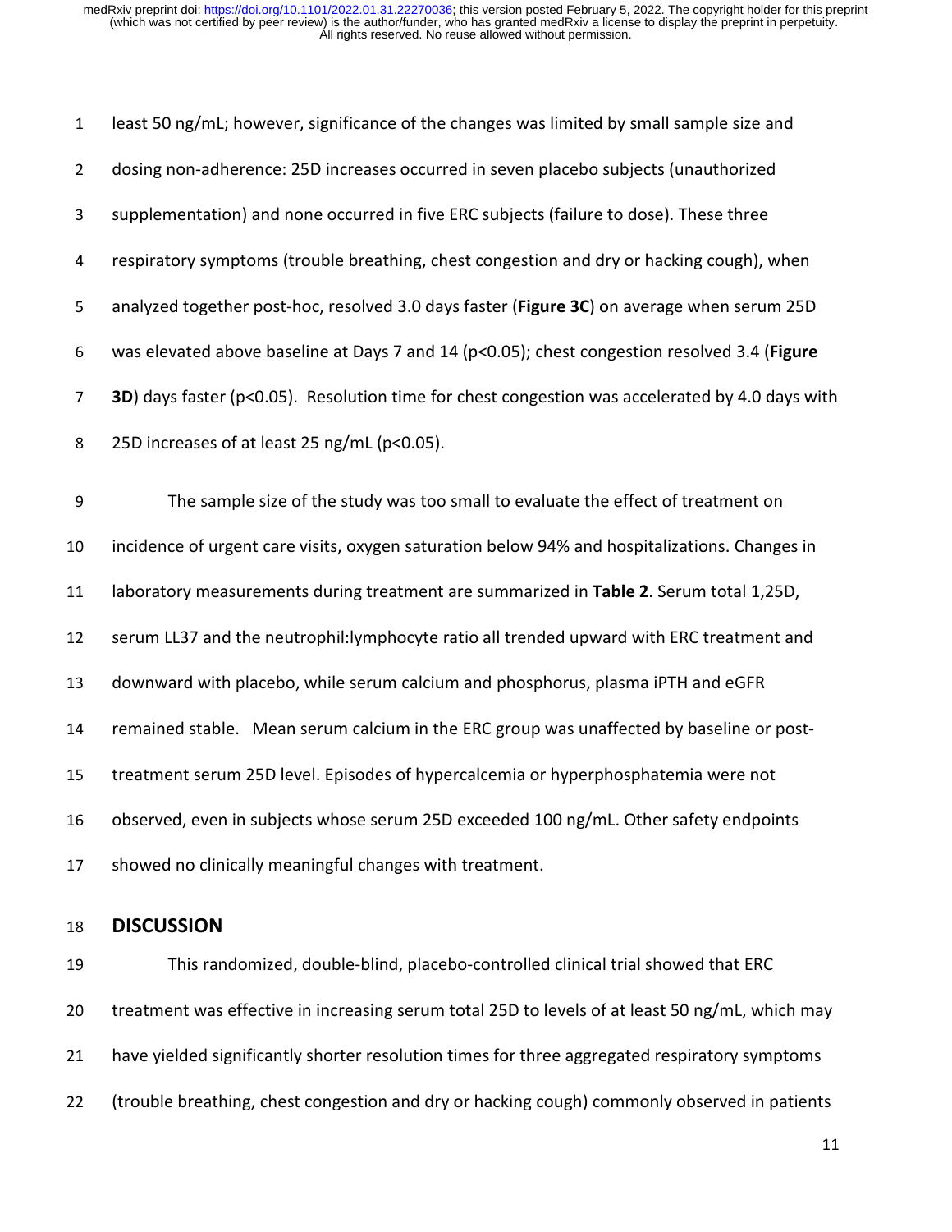least 50 ng/mL; however, significance of the changes was limited by small sample size and dosing non-adherence: 25D increases occurred in seven placebo subjects (unauthorized supplementation) and none occurred in five ERC subjects (failure to dose). These three respiratory symptoms (trouble breathing, chest congestion and dry or hacking cough), when analyzed together post-hoc, resolved 3.0 days faster (**Figure 3C**) on average when serum 25D was elevated above baseline at Days 7 and 14 ($p<0.05$); chest congestion resolved 3.4 (**Figure 3D**) days faster ($p<0.05$). Resolution time for chest congestion was accelerated by 4.0 days with 25D increases of at least 25 ng/mL ($p<0.05$).

The sample size of the study was too small to evaluate the effect of treatment on incidence of urgent care visits, oxygen saturation below 94% and hospitalizations. Changes in laboratory measurements during treatment are summarized in **Table 2**. Serum total 1,25D, serum LL37 and the neutrophil:lymphocyte ratio all trended upward with ERC treatment and downward with placebo, while serum calcium and phosphorus, plasma iPTH and eGFR remained stable. Mean serum calcium in the ERC group was unaffected by baseline or post-treatment serum 25D level. Episodes of hypercalcemia or hyperphosphatemia were not observed, even in subjects whose serum 25D exceeded 100 ng/mL. Other safety endpoints showed no clinically meaningful changes with treatment.

## DISCUSSION

This randomized, double-blind, placebo-controlled clinical trial showed that ERC treatment was effective in increasing serum total 25D to levels of at least 50 ng/mL, which may have yielded significantly shorter resolution times for three aggregated respiratory symptoms (trouble breathing, chest congestion and dry or hacking cough) commonly observed in patients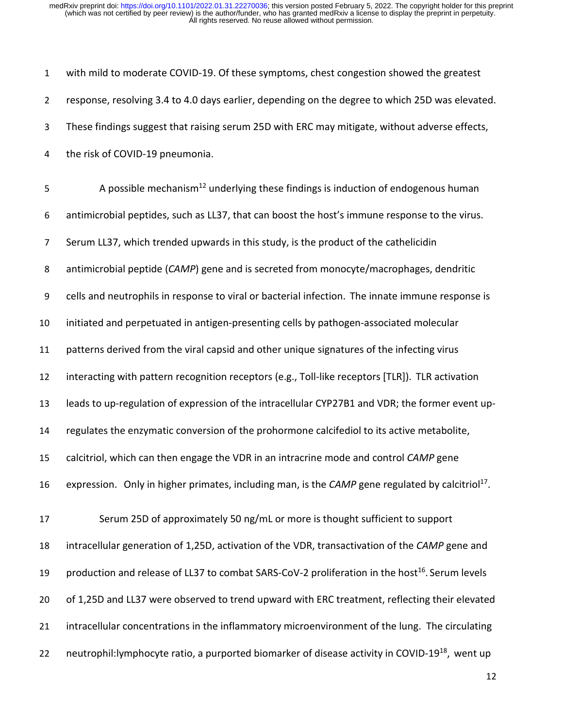with mild to moderate COVID-19. Of these symptoms, chest congestion showed the greatest response, resolving 3.4 to 4.0 days earlier, depending on the degree to which 25D was elevated. These findings suggest that raising serum 25D with ERC may mitigate, without adverse effects, the risk of COVID-19 pneumonia.

A possible mechanism[12] underlying these findings is induction of endogenous human antimicrobial peptides, such as LL37, that can boost the host's immune response to the virus. Serum LL37, which trended upwards in this study, is the product of the cathelicidin antimicrobial peptide (*CAMP*) gene and is secreted from monocyte/macrophages, dendritic cells and neutrophils in response to viral or bacterial infection. The innate immune response is initiated and perpetuated in antigen-presenting cells by pathogen-associated molecular patterns derived from the viral capsid and other unique signatures of the infecting virus interacting with pattern recognition receptors (e.g., Toll-like receptors [TLR]). TLR activation leads to up-regulation of expression of the intracellular CYP27B1 and VDR; the former event up-regulates the enzymatic conversion of the prohormone calcifediol to its active metabolite, calcitriol, which can then engage the VDR in an intracrine mode and control *CAMP* gene expression. Only in higher primates, including man, is the *CAMP* gene regulated by calcitriol[17].

Serum 25D of approximately 50 ng/mL or more is thought sufficient to support intracellular generation of 1,25D, activation of the VDR, transactivation of the *CAMP* gene and production and release of LL37 to combat SARS-CoV-2 proliferation in the host[16]. Serum levels of 1,25D and LL37 were observed to trend upward with ERC treatment, reflecting their elevated intracellular concentrations in the inflammatory microenvironment of the lung. The circulating neutrophil:lymphocyte ratio, a purported biomarker of disease activity in COVID-19[18], went up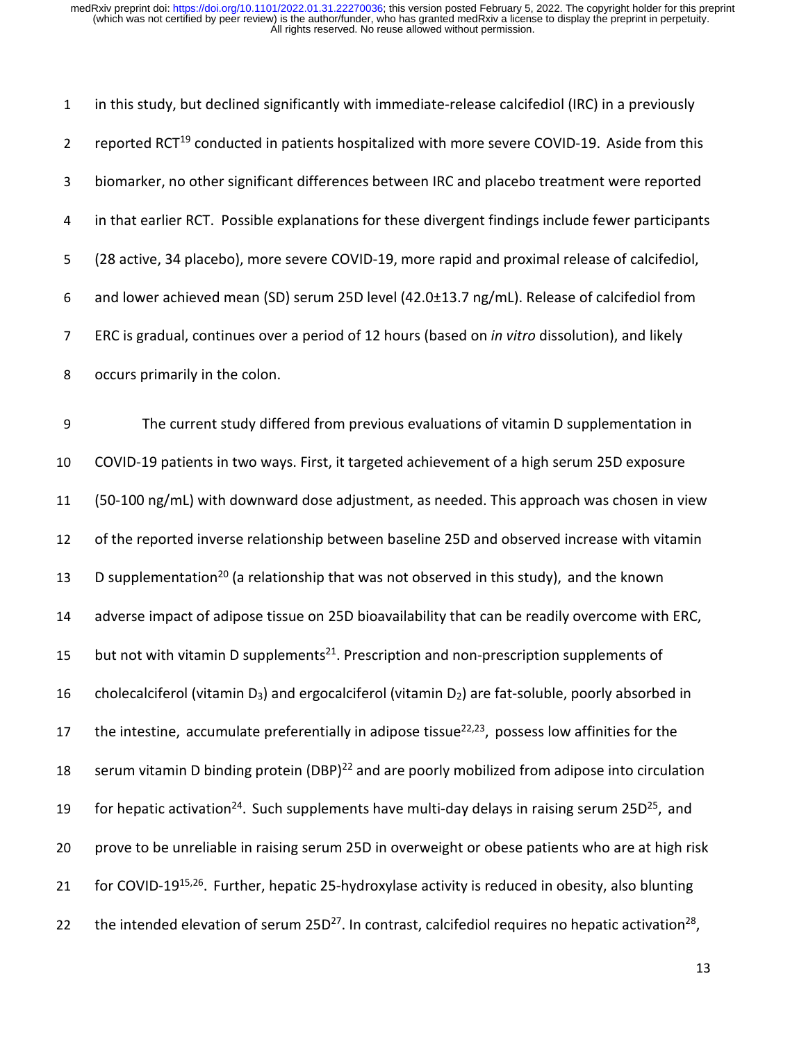in this study, but declined significantly with immediate-release calcifediol (IRC) in a previously reported RCT[19] conducted in patients hospitalized with more severe COVID-19. Aside from this biomarker, no other significant differences between IRC and placebo treatment were reported in that earlier RCT. Possible explanations for these divergent findings include fewer participants (28 active, 34 placebo), more severe COVID-19, more rapid and proximal release of calcifediol, and lower achieved mean (SD) serum 25D level (42.0±13.7 ng/mL). Release of calcifediol from ERC is gradual, continues over a period of 12 hours (based on *in vitro* dissolution), and likely occurs primarily in the colon.

The current study differed from previous evaluations of vitamin D supplementation in COVID-19 patients in two ways. First, it targeted achievement of a high serum 25D exposure (50-100 ng/mL) with downward dose adjustment, as needed. This approach was chosen in view of the reported inverse relationship between baseline 25D and observed increase with vitamin D supplementation[20] (a relationship that was not observed in this study), and the known adverse impact of adipose tissue on 25D bioavailability that can be readily overcome with ERC, but not with vitamin D supplements[21]. Prescription and non-prescription supplements of cholecalciferol (vitamin $D_3$) and ergocalciferol (vitamin $D_2$) are fat-soluble, poorly absorbed in the intestine, accumulate preferentially in adipose tissue[22,23], possess low affinities for the serum vitamin D binding protein (DBP)[22] and are poorly mobilized from adipose into circulation for hepatic activation[24]. Such supplements have multi-day delays in raising serum 25D[25], and prove to be unreliable in raising serum 25D in overweight or obese patients who are at high risk for COVID-19[15,26]. Further, hepatic 25-hydroxylase activity is reduced in obesity, also blunting the intended elevation of serum 25D[27]. In contrast, calcifediol requires no hepatic activation[28],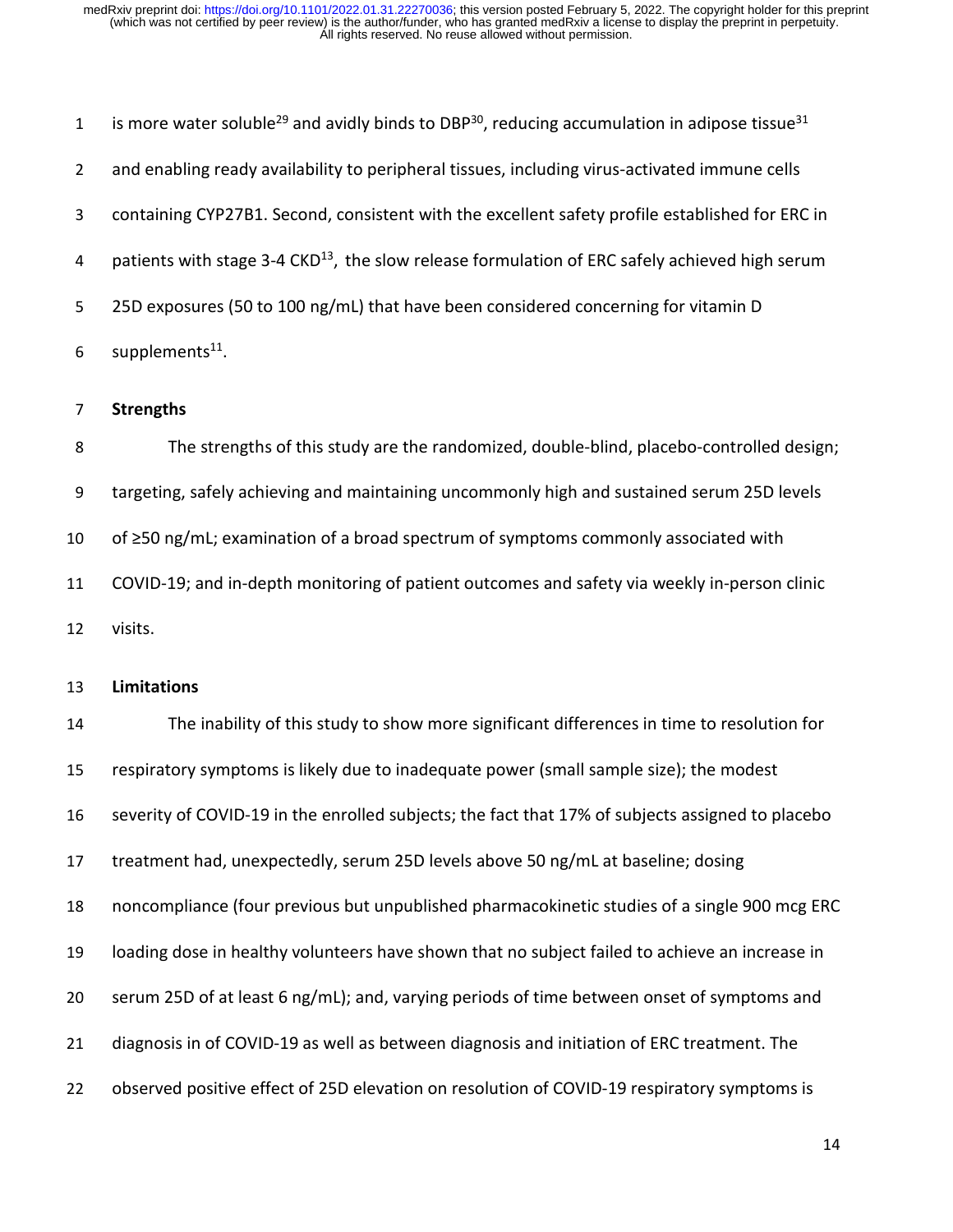is more water soluble[29] and avidly binds to DBP[30], reducing accumulation in adipose tissue[31] and enabling ready availability to peripheral tissues, including virus-activated immune cells containing CYP27B1. Second, consistent with the excellent safety profile established for ERC in patients with stage 3-4 CKD[13], the slow release formulation of ERC safely achieved high serum 25D exposures (50 to 100 ng/mL) that have been considered concerning for vitamin D supplements[11].

**Strengths**

The strengths of this study are the randomized, double-blind, placebo-controlled design; targeting, safely achieving and maintaining uncommonly high and sustained serum 25D levels of ≥50 ng/mL; examination of a broad spectrum of symptoms commonly associated with COVID-19; and in-depth monitoring of patient outcomes and safety via weekly in-person clinic visits.

**Limitations**

The inability of this study to show more significant differences in time to resolution for respiratory symptoms is likely due to inadequate power (small sample size); the modest severity of COVID-19 in the enrolled subjects; the fact that 17% of subjects assigned to placebo treatment had, unexpectedly, serum 25D levels above 50 ng/mL at baseline; dosing noncompliance (four previous but unpublished pharmacokinetic studies of a single 900 mcg ERC loading dose in healthy volunteers have shown that no subject failed to achieve an increase in serum 25D of at least 6 ng/mL); and, varying periods of time between onset of symptoms and diagnosis in of COVID-19 as well as between diagnosis and initiation of ERC treatment. The observed positive effect of 25D elevation on resolution of COVID-19 respiratory symptoms is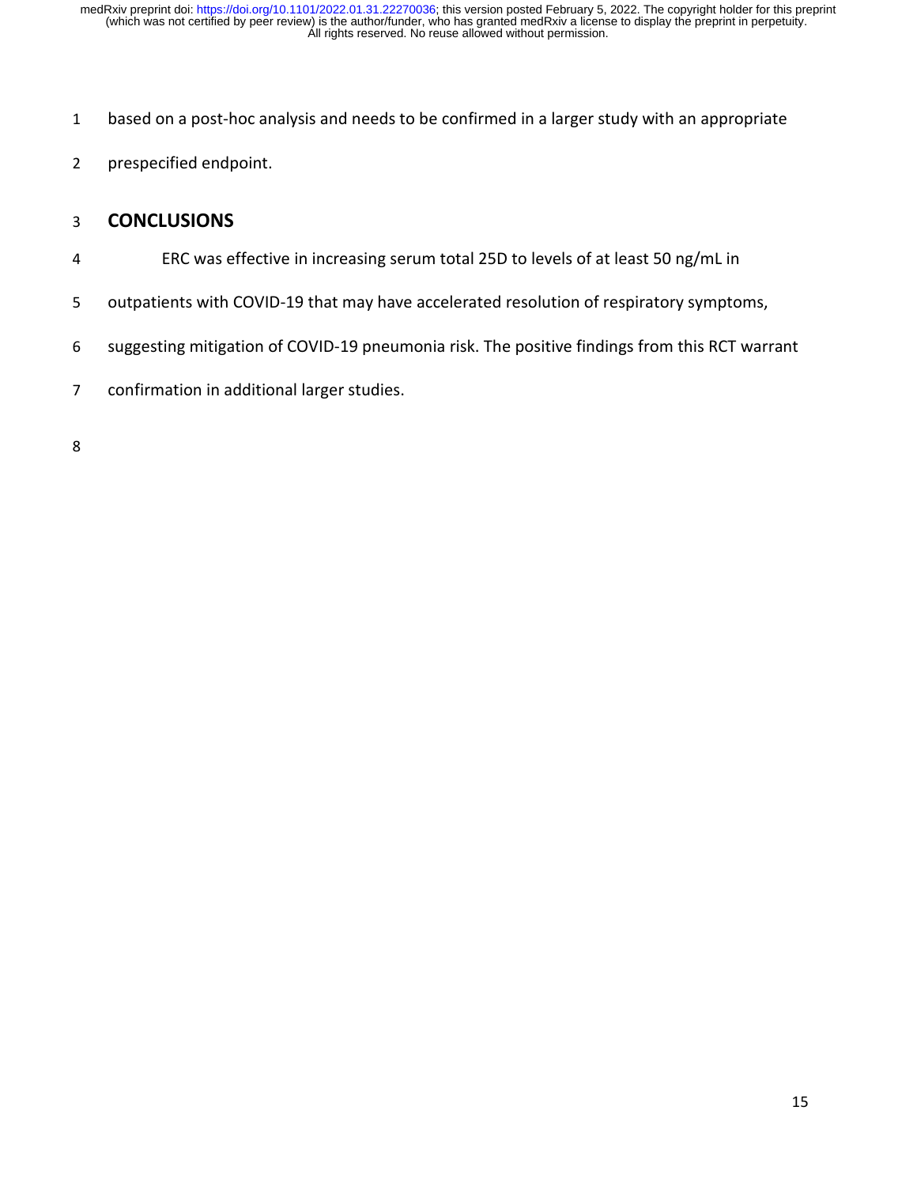based on a post-hoc analysis and needs to be confirmed in a larger study with an appropriate prespecified endpoint.

## CONCLUSIONS

ERC was effective in increasing serum total 25D to levels of at least 50 ng/mL in outpatients with COVID-19 that may have accelerated resolution of respiratory symptoms, suggesting mitigation of COVID-19 pneumonia risk. The positive findings from this RCT warrant confirmation in additional larger studies.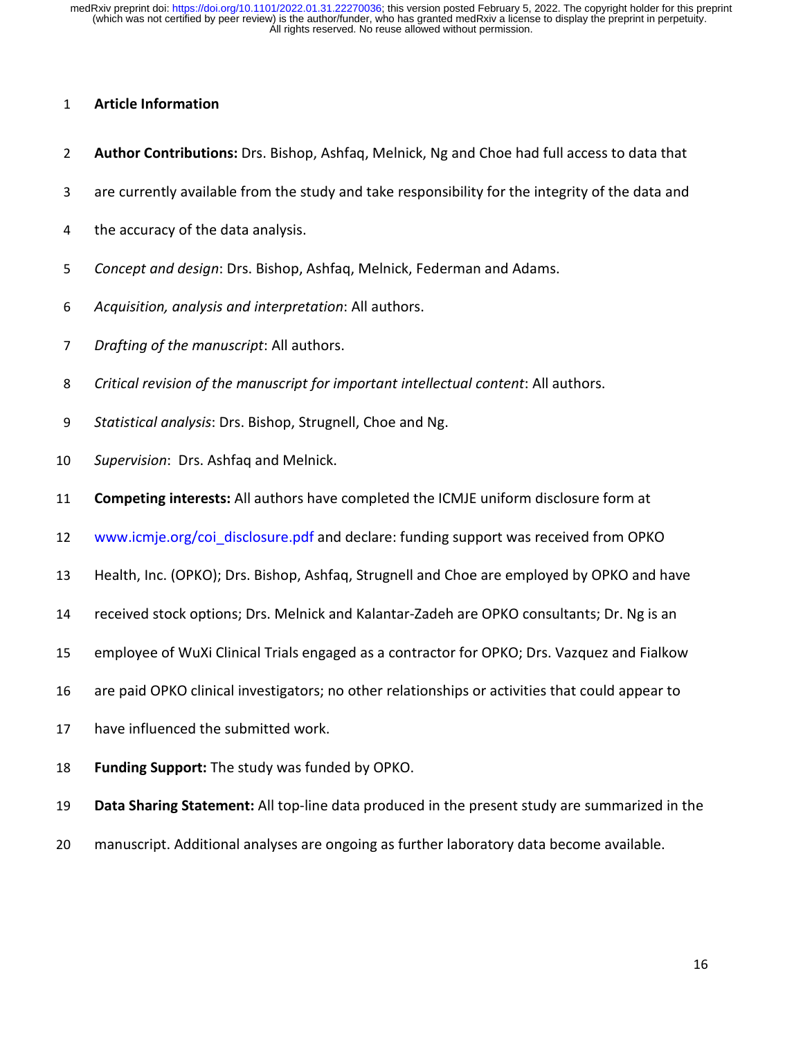## Article Information

**Author Contributions:** Drs. Bishop, Ashfaq, Melnick, Ng and Choe had full access to data that are currently available from the study and take responsibility for the integrity of the data and the accuracy of the data analysis.

*Concept and design*: Drs. Bishop, Ashfaq, Melnick, Federman and Adams.

*Acquisition, analysis and interpretation*: All authors.

*Drafting of the manuscript*: All authors.

*Critical revision of the manuscript for important intellectual content*: All authors.

*Statistical analysis*: Drs. Bishop, Strugnell, Choe and Ng.

*Supervision*: Drs. Ashfaq and Melnick.

**Competing interests:** All authors have completed the ICMJE uniform disclosure form at www.icmje.org/coi_disclosure.pdf and declare: funding support was received from OPKO Health, Inc. (OPKO); Drs. Bishop, Ashfaq, Strugnell and Choe are employed by OPKO and have received stock options; Drs. Melnick and Kalantar-Zadeh are OPKO consultants; Dr. Ng is an employee of WuXi Clinical Trials engaged as a contractor for OPKO; Drs. Vazquez and Fialkow are paid OPKO clinical investigators; no other relationships or activities that could appear to have influenced the submitted work.

**Funding Support:** The study was funded by OPKO.

**Data Sharing Statement:** All top-line data produced in the present study are summarized in the manuscript. Additional analyses are ongoing as further laboratory data become available.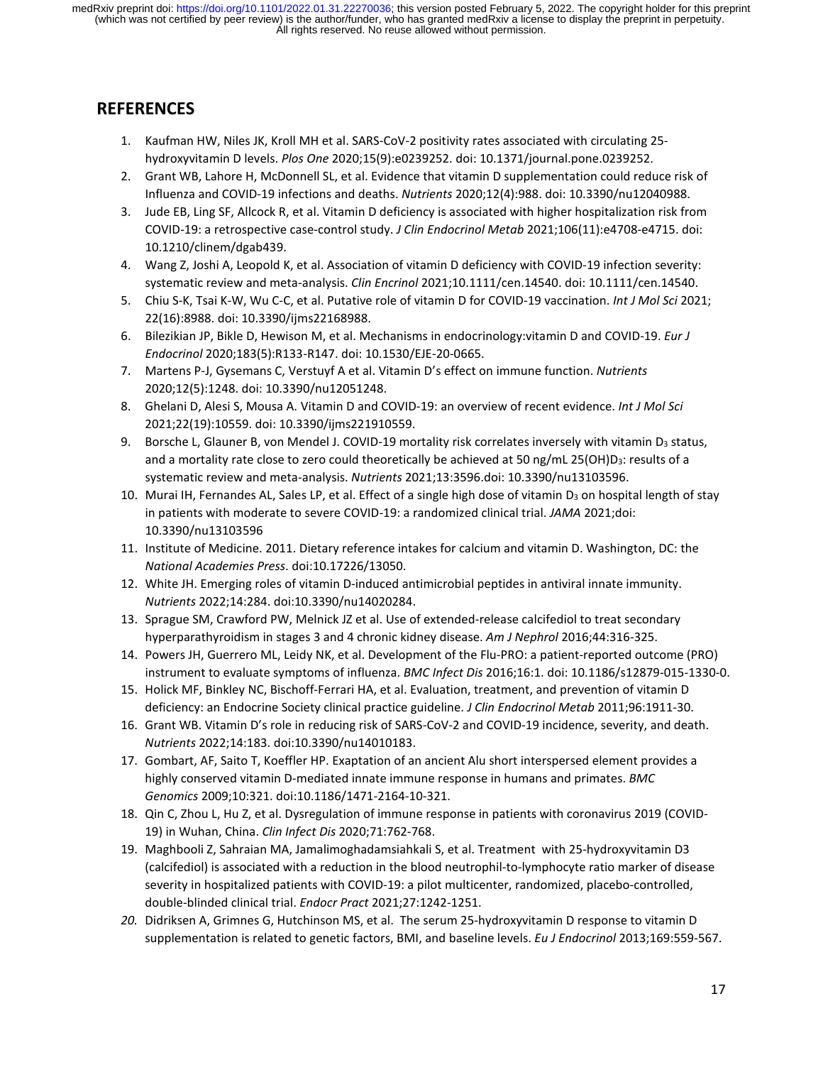## REFERENCES

1. Kaufman HW, Niles JK, Kroll MH et al. SARS-CoV-2 positivity rates associated with circulating 25-hydroxyvitamin D levels. *Plos One* 2020;15(9):e0239252. doi: 10.1371/journal.pone.0239252.
2. Grant WB, Lahore H, McDonnell SL, et al. Evidence that vitamin D supplementation could reduce risk of Influenza and COVID-19 infections and deaths. *Nutrients* 2020;12(4):988. doi: 10.3390/nu12040988.
3. Jude EB, Ling SF, Allcock R, et al. Vitamin D deficiency is associated with higher hospitalization risk from COVID-19: a retrospective case-control study. *J Clin Endocrinol Metab* 2021;106(11):e4708-e4715. doi: 10.1210/clinem/dgab439.
4. Wang Z, Joshi A, Leopold K, et al. Association of vitamin D deficiency with COVID-19 infection severity: systematic review and meta-analysis. *Clin Encrinol* 2021;10.1111/cen.14540. doi: 10.1111/cen.14540.
5. Chiu S-K, Tsai K-W, Wu C-C, et al. Putative role of vitamin D for COVID-19 vaccination. *Int J Mol Sci* 2021; 22(16):8988. doi: 10.3390/ijms22168988.
6. Bilezikian JP, Bikle D, Hewison M, et al. Mechanisms in endocrinology:vitamin D and COVID-19. *Eur J Endocrinol* 2020;183(5):R133-R147. doi: 10.1530/EJE-20-0665.
7. Martens P-J, Gysemans C, Verstuyf A et al. Vitamin D's effect on immune function. *Nutrients* 2020;12(5):1248. doi: 10.3390/nu12051248.
8. Ghelani D, Alesi S, Mousa A. Vitamin D and COVID-19: an overview of recent evidence. *Int J Mol Sci* 2021;22(19):10559. doi: 10.3390/ijms221910559.
9. Borsche L, Glauner B, von Mendel J. COVID-19 mortality risk correlates inversely with vitamin $D_3$ status, and a mortality rate close to zero could theoretically be achieved at 50 ng/mL 25(OH)$D_3$: results of a systematic review and meta-analysis. *Nutrients* 2021;13:3596.doi: 10.3390/nu13103596.
10. Murai IH, Fernandes AL, Sales LP, et al. Effect of a single high dose of vitamin $D_3$ on hospital length of stay in patients with moderate to severe COVID-19: a randomized clinical trial. *JAMA* 2021;doi: 10.3390/nu13103596
11. Institute of Medicine. 2011. Dietary reference intakes for calcium and vitamin D. Washington, DC: the *National Academies Press*. doi:10.17226/13050.
12. White JH. Emerging roles of vitamin D-induced antimicrobial peptides in antiviral innate immunity. *Nutrients* 2022;14:284. doi:10.3390/nu14020284.
13. Sprague SM, Crawford PW, Melnick JZ et al. Use of extended-release calcifediol to treat secondary hyperparathyroidism in stages 3 and 4 chronic kidney disease. *Am J Nephrol* 2016;44:316-325.
14. Powers JH, Guerrero ML, Leidy NK, et al. Development of the Flu-PRO: a patient-reported outcome (PRO) instrument to evaluate symptoms of influenza. *BMC Infect Dis* 2016;16:1. doi: 10.1186/s12879-015-1330-0.
15. Holick MF, Binkley NC, Bischoff-Ferrari HA, et al. Evaluation, treatment, and prevention of vitamin D deficiency: an Endocrine Society clinical practice guideline. *J Clin Endocrinol Metab* 2011;96:1911-30.
16. Grant WB. Vitamin D's role in reducing risk of SARS-CoV-2 and COVID-19 incidence, severity, and death. *Nutrients* 2022;14:183. doi:10.3390/nu14010183.
17. Gombart, AF, Saito T, Koeffler HP. Exaptation of an ancient Alu short interspersed element provides a highly conserved vitamin D-mediated innate immune response in humans and primates. *BMC Genomics* 2009;10:321. doi:10.1186/1471-2164-10-321.
18. Qin C, Zhou L, Hu Z, et al. Dysregulation of immune response in patients with coronavirus 2019 (COVID-19) in Wuhan, China. *Clin Infect Dis* 2020;71:762-768.
19. Maghbooli Z, Sahraian MA, Jamalimoghadamsiahkali S, et al. Treatment with 25-hydroxyvitamin D3 (calcifediol) is associated with a reduction in the blood neutrophil-to-lymphocyte ratio marker of disease severity in hospitalized patients with COVID-19: a pilot multicenter, randomized, placebo-controlled, double-blinded clinical trial. *Endocr Pract* 2021;27:1242-1251.
20. Didriksen A, Grimnes G, Hutchinson MS, et al. The serum 25-hydroxyvitamin D response to vitamin D supplementation is related to genetic factors, BMI, and baseline levels. *Eu J Endocrinol* 2013;169:559-567.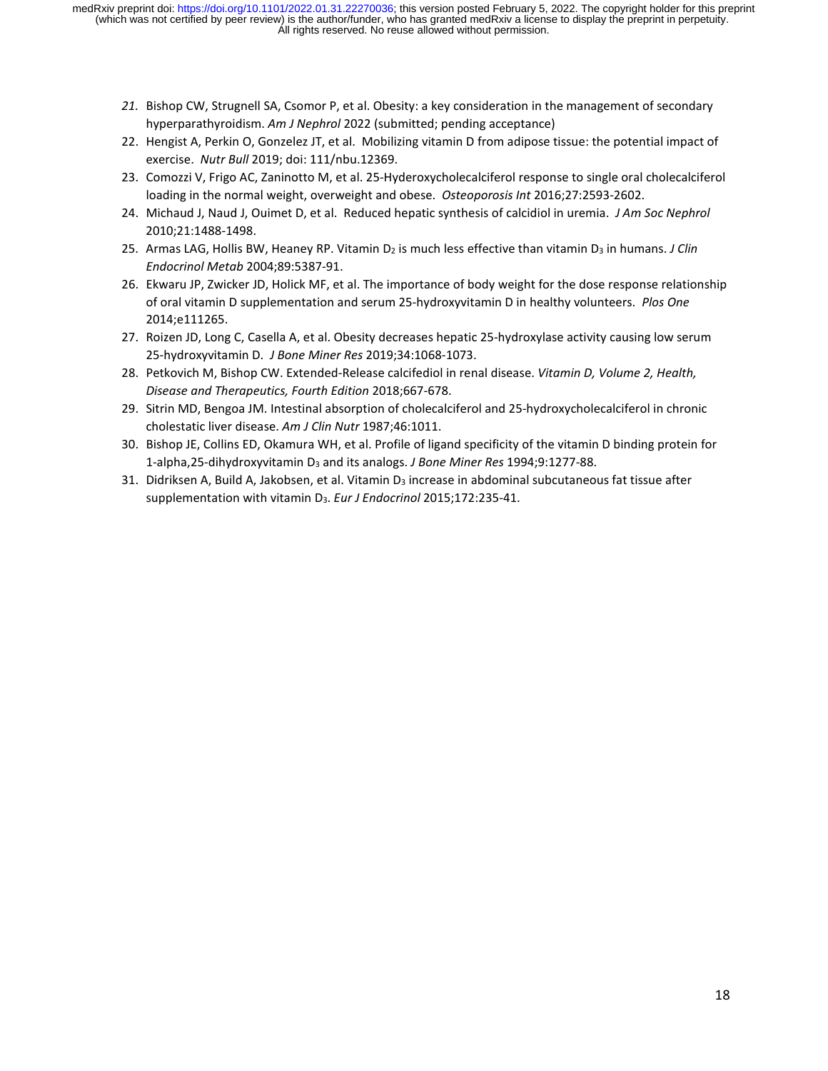21. Bishop CW, Strugnell SA, Csomor P, et al. Obesity: a key consideration in the management of secondary hyperparathyroidism. *Am J Nephrol* 2022 (submitted; pending acceptance)
22. Hengist A, Perkin O, Gonzelez JT, et al. Mobilizing vitamin D from adipose tissue: the potential impact of exercise. *Nutr Bull* 2019; doi: 111/nbu.12369.
23. Comozzi V, Frigo AC, Zaninotto M, et al. 25-Hyderoxycholecalciferol response to single oral cholecalciferol loading in the normal weight, overweight and obese. *Osteoporosis Int* 2016;27:2593-2602.
24. Michaud J, Naud J, Ouimet D, et al. Reduced hepatic synthesis of calcidiol in uremia. *J Am Soc Nephrol* 2010;21:1488-1498.
25. Armas LAG, Hollis BW, Heaney RP. Vitamin $D_2$ is much less effective than vitamin $D_3$ in humans. *J Clin Endocrinol Metab* 2004;89:5387-91.
26. Ekwaru JP, Zwicker JD, Holick MF, et al. The importance of body weight for the dose response relationship of oral vitamin D supplementation and serum 25-hydroxyvitamin D in healthy volunteers. *Plos One* 2014;e111265.
27. Roizen JD, Long C, Casella A, et al. Obesity decreases hepatic 25-hydroxylase activity causing low serum 25-hydroxyvitamin D. *J Bone Miner Res* 2019;34:1068-1073.
28. Petkovich M, Bishop CW. Extended-Release calcifediol in renal disease. *Vitamin D, Volume 2, Health, Disease and Therapeutics, Fourth Edition* 2018;667-678.
29. Sitrin MD, Bengoa JM. Intestinal absorption of cholecalciferol and 25-hydroxycholecalciferol in chronic cholestatic liver disease. *Am J Clin Nutr* 1987;46:1011.
30. Bishop JE, Collins ED, Okamura WH, et al. Profile of ligand specificity of the vitamin D binding protein for 1-alpha,25-dihydroxyvitamin $D_3$ and its analogs. *J Bone Miner Res* 1994;9:1277-88.
31. Didriksen A, Build A, Jakobsen, et al. Vitamin $D_3$ increase in abdominal subcutaneous fat tissue after supplementation with vitamin $D_3$. *Eur J Endocrinol* 2015;172:235-41.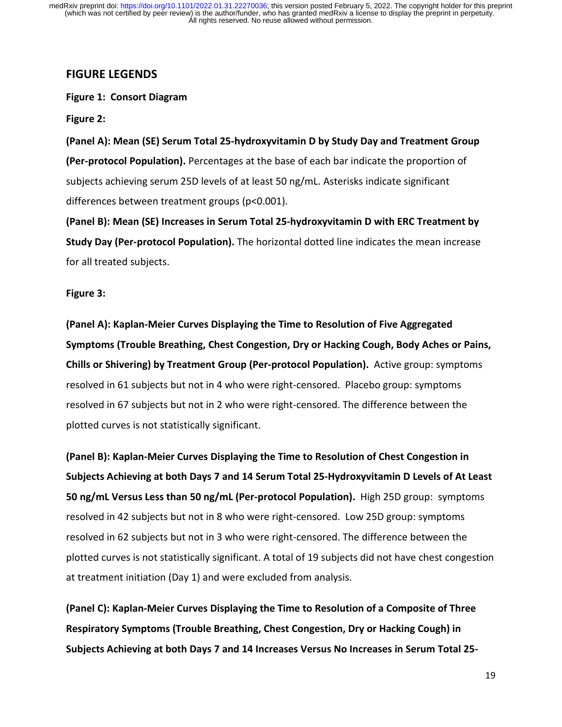## FIGURE LEGENDS

**Figure 1: Consort Diagram**

**Figure 2:**

**(Panel A): Mean (SE) Serum Total 25-hydroxyvitamin D by Study Day and Treatment Group (Per-protocol Population).** Percentages at the base of each bar indicate the proportion of subjects achieving serum 25D levels of at least 50 ng/mL. Asterisks indicate significant differences between treatment groups ($p<0.001$).

**(Panel B): Mean (SE) Increases in Serum Total 25-hydroxyvitamin D with ERC Treatment by Study Day (Per-protocol Population).** The horizontal dotted line indicates the mean increase for all treated subjects.

**Figure 3:**

**(Panel A): Kaplan-Meier Curves Displaying the Time to Resolution of Five Aggregated Symptoms (Trouble Breathing, Chest Congestion, Dry or Hacking Cough, Body Aches or Pains, Chills or Shivering) by Treatment Group (Per-protocol Population).** Active group: symptoms resolved in 61 subjects but not in 4 who were right-censored. Placebo group: symptoms resolved in 67 subjects but not in 2 who were right-censored. The difference between the plotted curves is not statistically significant.

**(Panel B): Kaplan-Meier Curves Displaying the Time to Resolution of Chest Congestion in Subjects Achieving at both Days 7 and 14 Serum Total 25-Hydroxyvitamin D Levels of At Least 50 ng/mL Versus Less than 50 ng/mL (Per-protocol Population).** High 25D group: symptoms resolved in 42 subjects but not in 8 who were right-censored. Low 25D group: symptoms resolved in 62 subjects but not in 3 who were right-censored. The difference between the plotted curves is not statistically significant. A total of 19 subjects did not have chest congestion at treatment initiation (Day 1) and were excluded from analysis.

**(Panel C): Kaplan-Meier Curves Displaying the Time to Resolution of a Composite of Three Respiratory Symptoms (Trouble Breathing, Chest Congestion, Dry or Hacking Cough) in Subjects Achieving at both Days 7 and 14 Increases Versus No Increases in Serum Total 25-**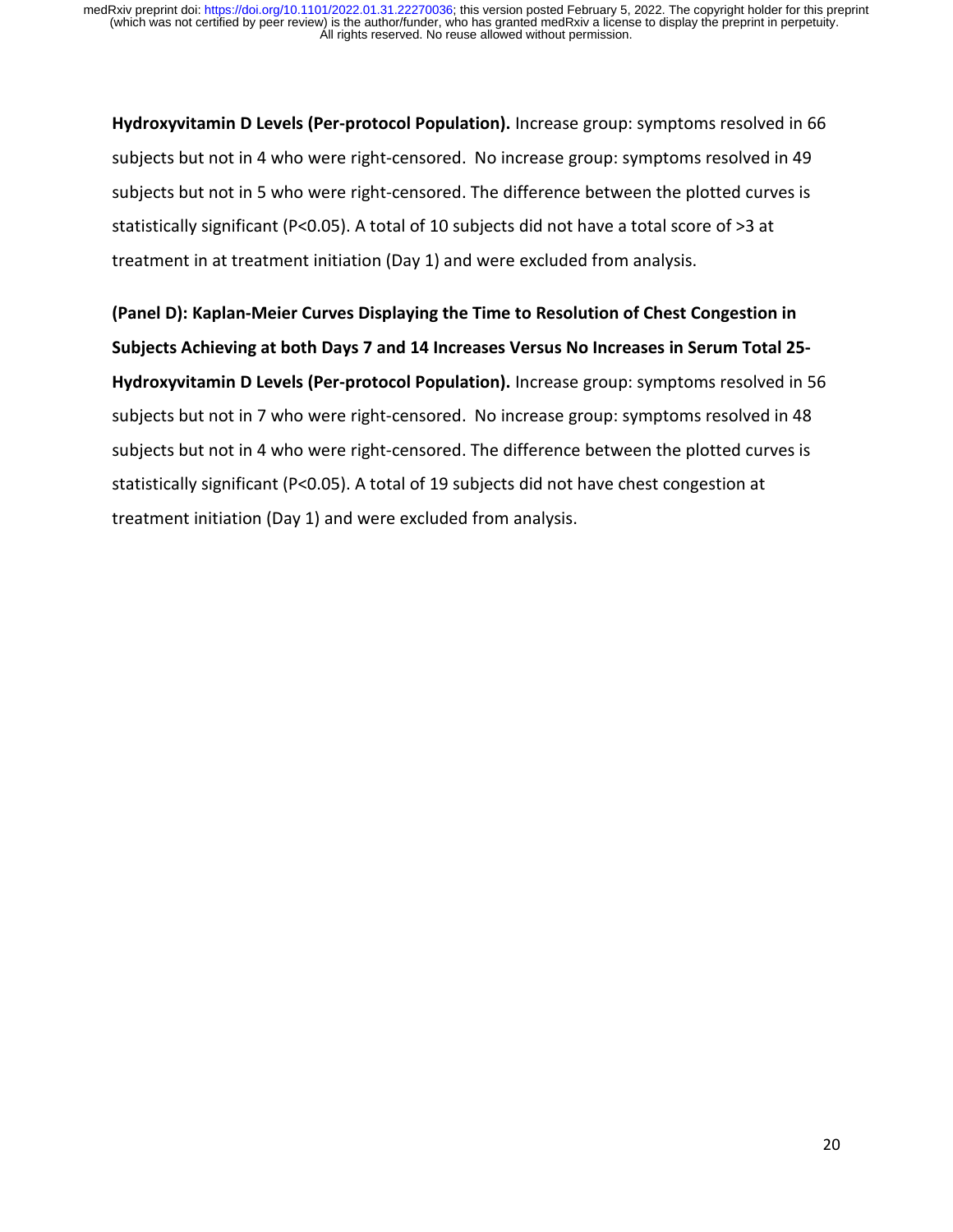**Hydroxyvitamin D Levels (Per-protocol Population).** Increase group: symptoms resolved in 66 subjects but not in 4 who were right-censored. No increase group: symptoms resolved in 49 subjects but not in 5 who were right-censored. The difference between the plotted curves is statistically significant (P<0.05). A total of 10 subjects did not have a total score of >3 at treatment in at treatment initiation (Day 1) and were excluded from analysis.

**(Panel D): Kaplan-Meier Curves Displaying the Time to Resolution of Chest Congestion in Subjects Achieving at both Days 7 and 14 Increases Versus No Increases in Serum Total 25-Hydroxyvitamin D Levels (Per-protocol Population).** Increase group: symptoms resolved in 56 subjects but not in 7 who were right-censored. No increase group: symptoms resolved in 48 subjects but not in 4 who were right-censored. The difference between the plotted curves is statistically significant (P<0.05). A total of 19 subjects did not have chest congestion at treatment initiation (Day 1) and were excluded from analysis.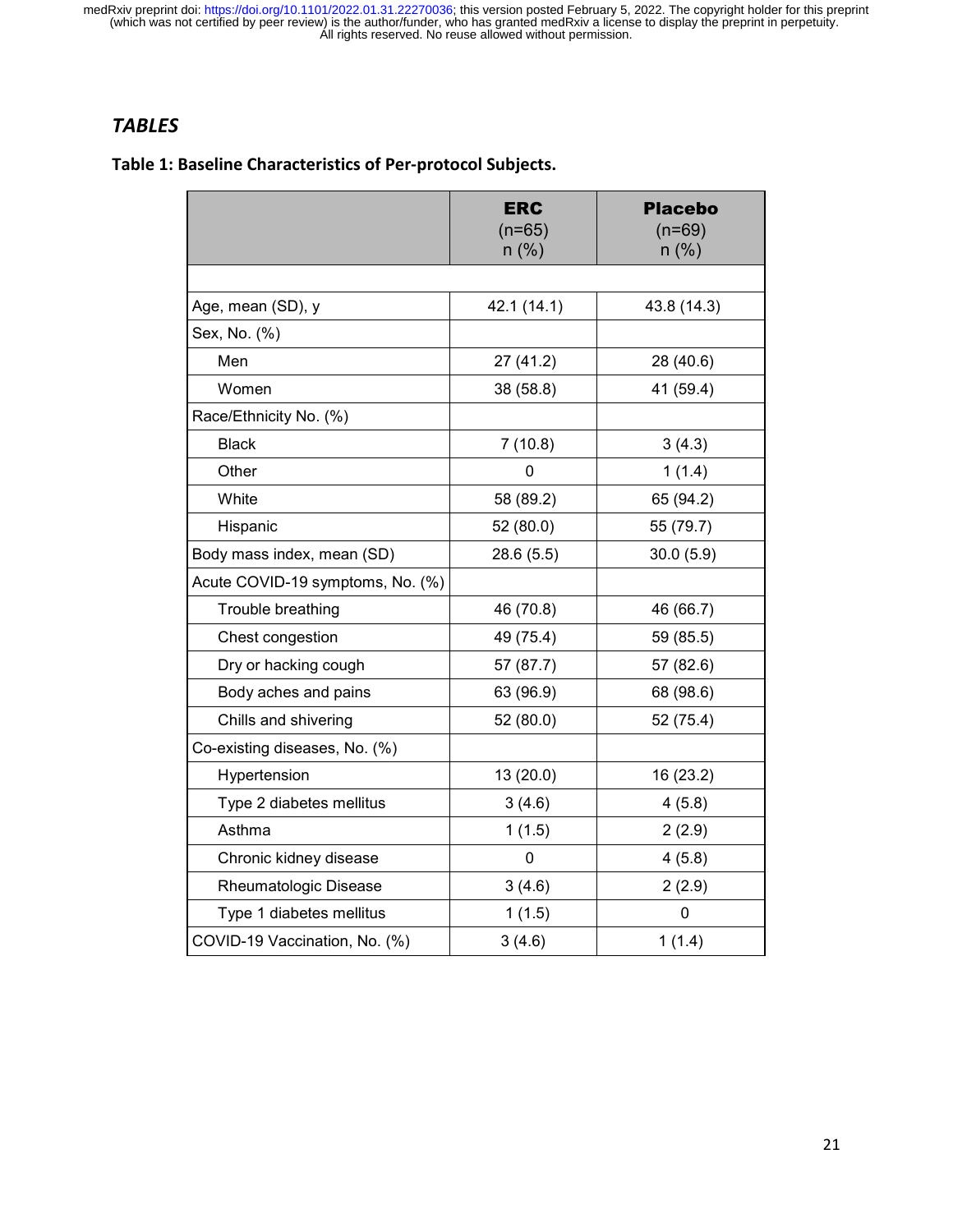## *TABLES*

**Table 1: Baseline Characteristics of Per-protocol Subjects.**

| | **ERC** (n=65) n (%) | **Placebo** (n=69) n (%) |
|---|---|---|
| | | |
| Age, mean (SD), y | 42.1 (14.1) | 43.8 (14.3) |
| Sex, No. (%) | | |
| Men | 27 (41.2) | 28 (40.6) |
| Women | 38 (58.8) | 41 (59.4) |
| Race/Ethnicity No. (%) | | |
| Black | 7 (10.8) | 3 (4.3) |
| Other | 0 | 1 (1.4) |
| White | 58 (89.2) | 65 (94.2) |
| Hispanic | 52 (80.0) | 55 (79.7) |
| Body mass index, mean (SD) | 28.6 (5.5) | 30.0 (5.9) |
| Acute COVID-19 symptoms, No. (%) | | |
| Trouble breathing | 46 (70.8) | 46 (66.7) |
| Chest congestion | 49 (75.4) | 59 (85.5) |
| Dry or hacking cough | 57 (87.7) | 57 (82.6) |
| Body aches and pains | 63 (96.9) | 68 (98.6) |
| Chills and shivering | 52 (80.0) | 52 (75.4) |
| Co-existing diseases, No. (%) | | |
| Hypertension | 13 (20.0) | 16 (23.2) |
| Type 2 diabetes mellitus | 3 (4.6) | 4 (5.8) |
| Asthma | 1 (1.5) | 2 (2.9) |
| Chronic kidney disease | 0 | 4 (5.8) |
| Rheumatologic Disease | 3 (4.6) | 2 (2.9) |
| Type 1 diabetes mellitus | 1 (1.5) | 0 |
| COVID-19 Vaccination, No. (%) | 3 (4.6) | 1 (1.4) |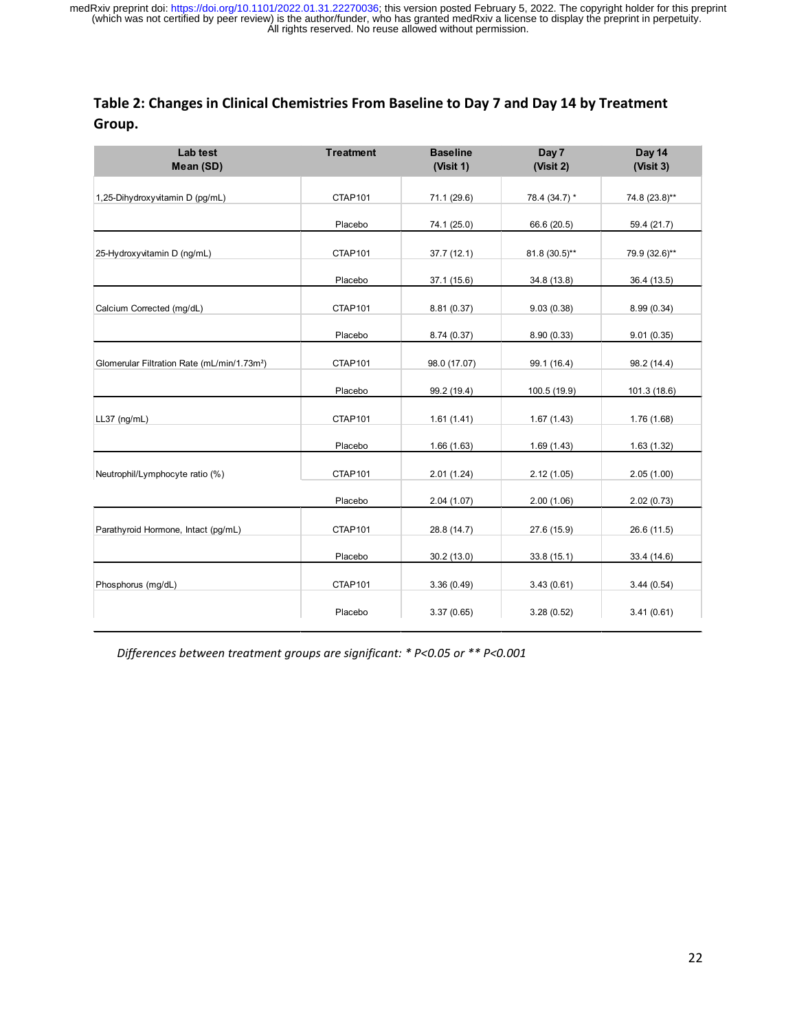## Table 2: Changes in Clinical Chemistries From Baseline to Day 7 and Day 14 by Treatment Group.

| Lab test<br>Mean (SD) | Treatment | Baseline<br>(Visit 1) | Day 7<br>(Visit 2) | Day 14<br>(Visit 3) |
|---|---|---|---|---|
| 1,25-Dihydroxyvitamin D (pg/mL) | CTAP101 | 71.1 (29.6) | 78.4 (34.7) * | 74.8 (23.8)** |
| | Placebo | 74.1 (25.0) | 66.6 (20.5) | 59.4 (21.7) |
| 25-Hydroxyvitamin D (ng/mL) | CTAP101 | 37.7 (12.1) | 81.8 (30.5)** | 79.9 (32.6)** |
| | Placebo | 37.1 (15.6) | 34.8 (13.8) | 36.4 (13.5) |
| Calcium Corrected (mg/dL) | CTAP101 | 8.81 (0.37) | 9.03 (0.38) | 8.99 (0.34) |
| | Placebo | 8.74 (0.37) | 8.90 (0.33) | 9.01 (0.35) |
| Glomerular Filtration Rate (mL/min/1.73m²) | CTAP101 | 98.0 (17.07) | 99.1 (16.4) | 98.2 (14.4) |
| | Placebo | 99.2 (19.4) | 100.5 (19.9) | 101.3 (18.6) |
| LL37 (ng/mL) | CTAP101 | 1.61 (1.41) | 1.67 (1.43) | 1.76 (1.68) |
| | Placebo | 1.66 (1.63) | 1.69 (1.43) | 1.63 (1.32) |
| Neutrophil/Lymphocyte ratio (%) | CTAP101 | 2.01 (1.24) | 2.12 (1.05) | 2.05 (1.00) |
| | Placebo | 2.04 (1.07) | 2.00 (1.06) | 2.02 (0.73) |
| Parathyroid Hormone, Intact (pg/mL) | CTAP101 | 28.8 (14.7) | 27.6 (15.9) | 26.6 (11.5) |
| | Placebo | 30.2 (13.0) | 33.8 (15.1) | 33.4 (14.6) |
| Phosphorus (mg/dL) | CTAP101 | 3.36 (0.49) | 3.43 (0.61) | 3.44 (0.54) |
| | Placebo | 3.37 (0.65) | 3.28 (0.52) | 3.41 (0.61) |

*Differences between treatment groups are significant: * $P<0.05$ or ** $P<0.001$*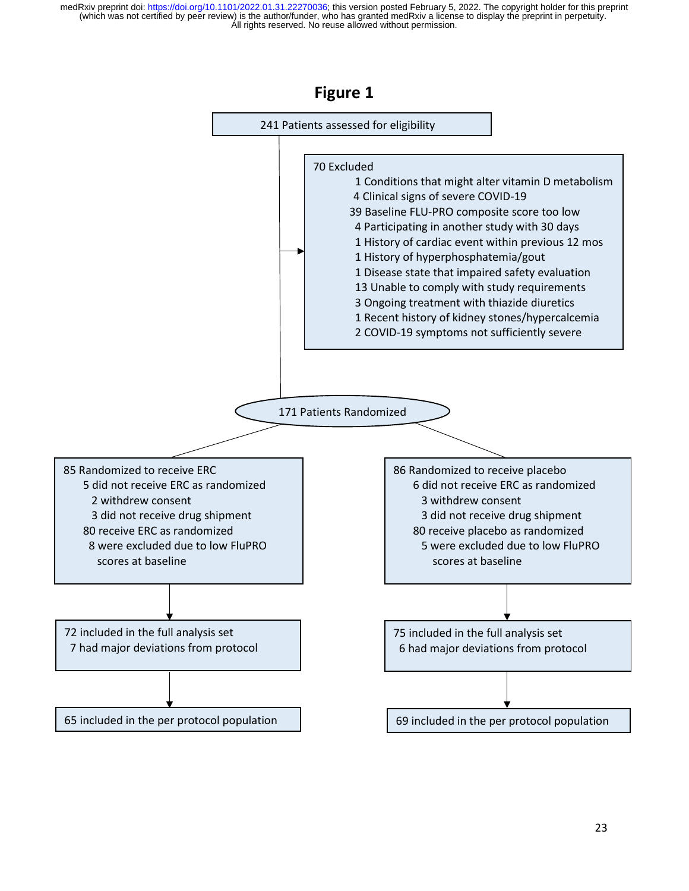## Figure 1

241 Patients assessed for eligibility

70 Excluded
- 1 Conditions that might alter vitamin D metabolism
- 4 Clinical signs of severe COVID-19
- 39 Baseline FLU-PRO composite score too low
- 4 Participating in another study with 30 days
- 1 History of cardiac event within previous 12 mos
- 1 History of hyperphosphatemia/gout
- 1 Disease state that impaired safety evaluation
- 13 Unable to comply with study requirements
- 3 Ongoing treatment with thiazide diuretics
- 1 Recent history of kidney stones/hypercalcemia
- 2 COVID-19 symptoms not sufficiently severe

171 Patients Randomized

85 Randomized to receive ERC
- 5 did not receive ERC as randomized
  - 2 withdrew consent
  - 3 did not receive drug shipment
- 80 receive ERC as randomized
  - 8 were excluded due to low FluPRO scores at baseline

72 included in the full analysis set
- 7 had major deviations from protocol

65 included in the per protocol population

86 Randomized to receive placebo
- 6 did not receive ERC as randomized
  - 3 withdrew consent
  - 3 did not receive drug shipment
- 80 receive placebo as randomized
  - 5 were excluded due to low FluPRO scores at baseline

75 included in the full analysis set
- 6 had major deviations from protocol

69 included in the per protocol population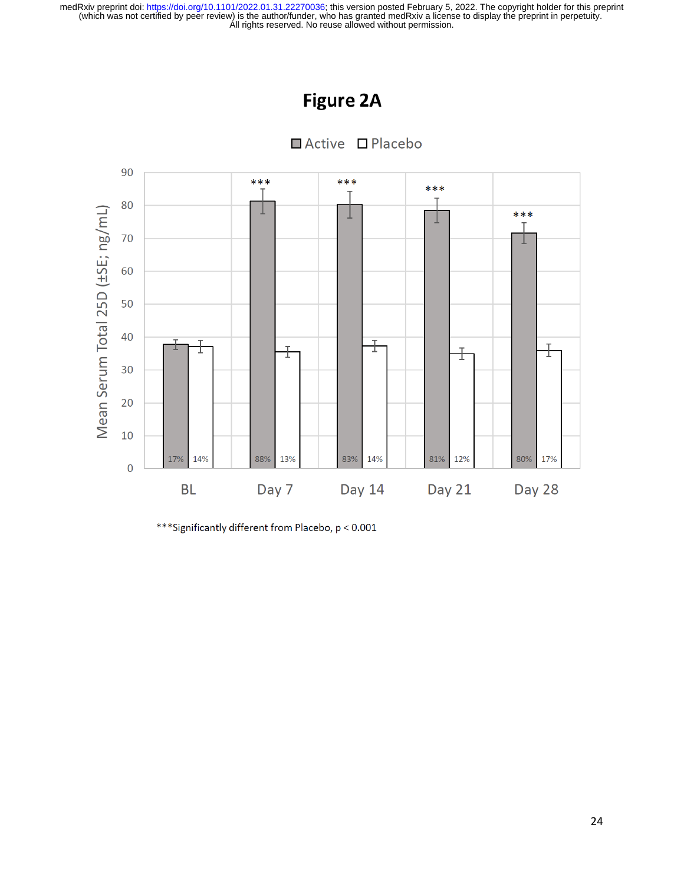# Figure 2A

Active  Placebo

Mean Serum Total 25D (±SE; ng/mL)

90
80
70
60
50
40
30
20
10
0

***  ***  ***  ***

17%  14%
88%  13%
83%  14%
81%  12%
80%  17%

BL  Day 7  Day 14  Day 21  Day 28

***Significantly different from Placebo, $p < 0.001$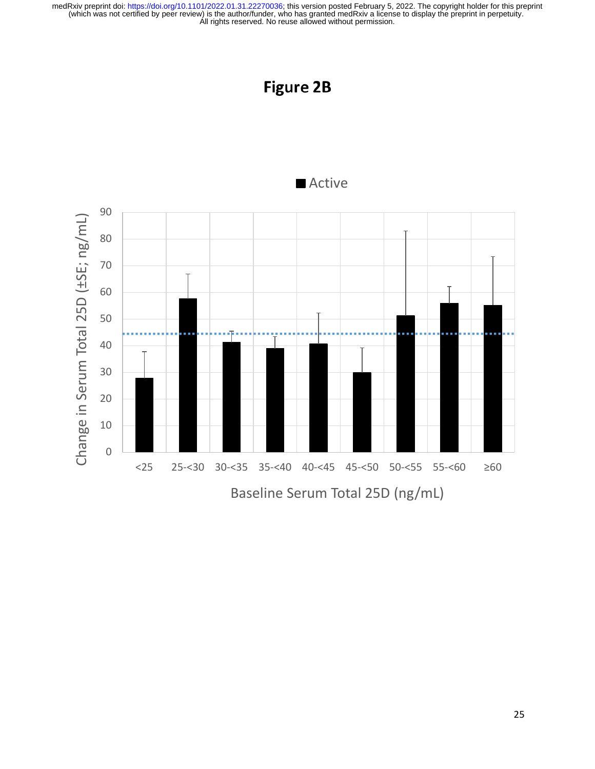# Figure 2B

Active

Change in Serum Total 25D (±SE; ng/mL)

90
80
70
60
50
40
30
20
10
0

<25
25-<30
30-<35
35-<40
40-<45
45-<50
50-<55
55-<60
≥60

Baseline Serum Total 25D (ng/mL)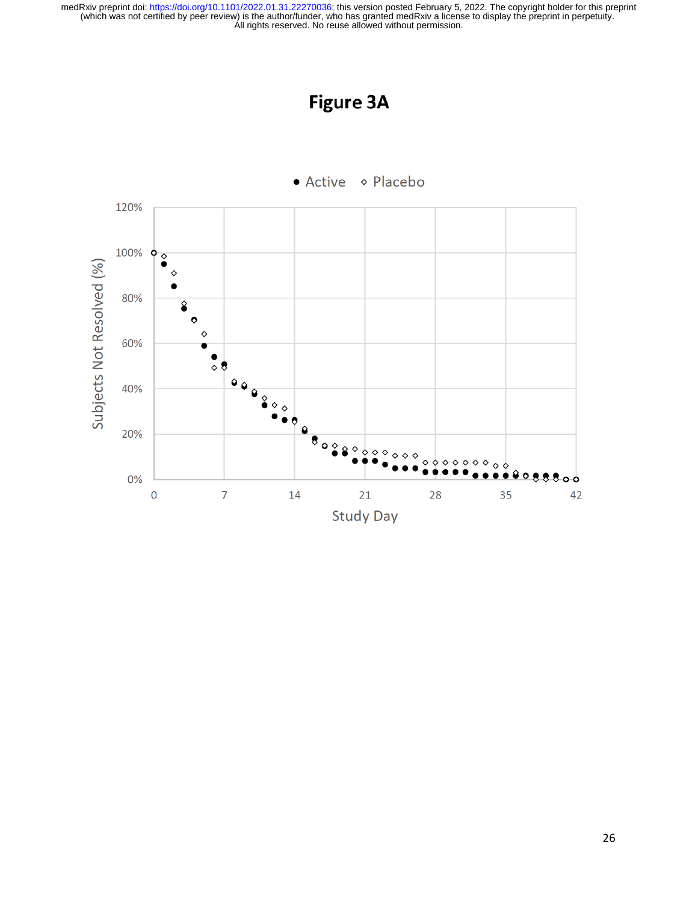# Figure 3A

● Active ◇ Placebo

Subjects Not Resolved (%)

Study Day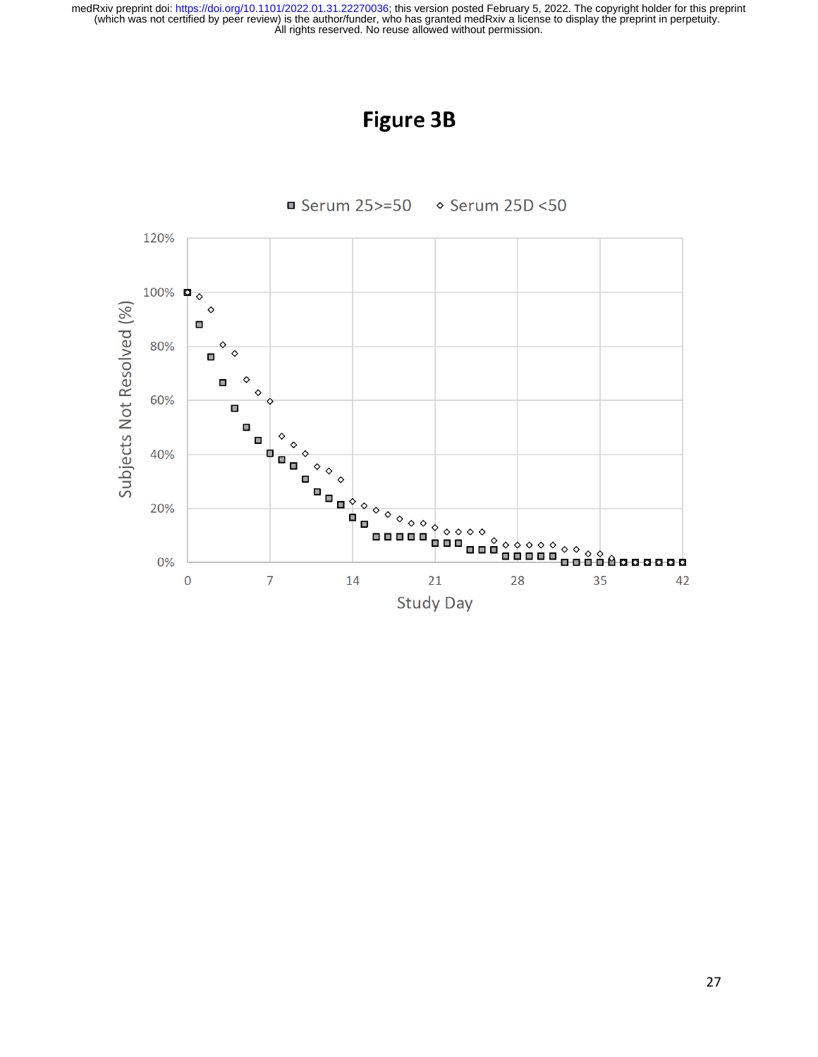# Figure 3B

■ Serum 25>=50 ◇ Serum 25D <50

120%
100%
80%
60%
40%
20%
0%

Subjects Not Resolved (%)

0 7 14 21 28 35 42

Study Day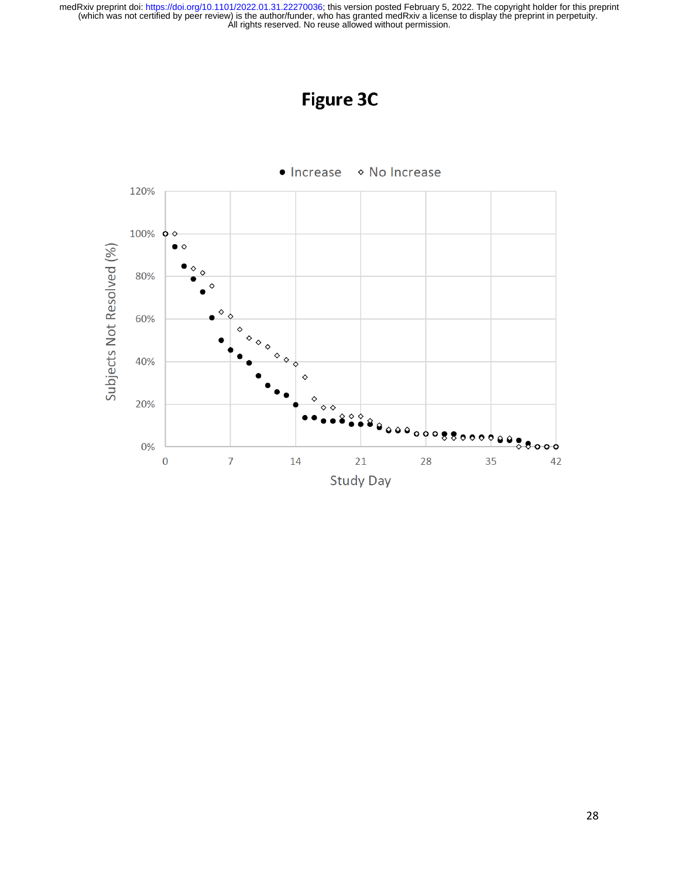# Figure 3C

● Increase ◇ No Increase

Subjects Not Resolved (%)

120%

100%

80%

60%

40%

20%

0%

0 7 14 21 28 35 42

Study Day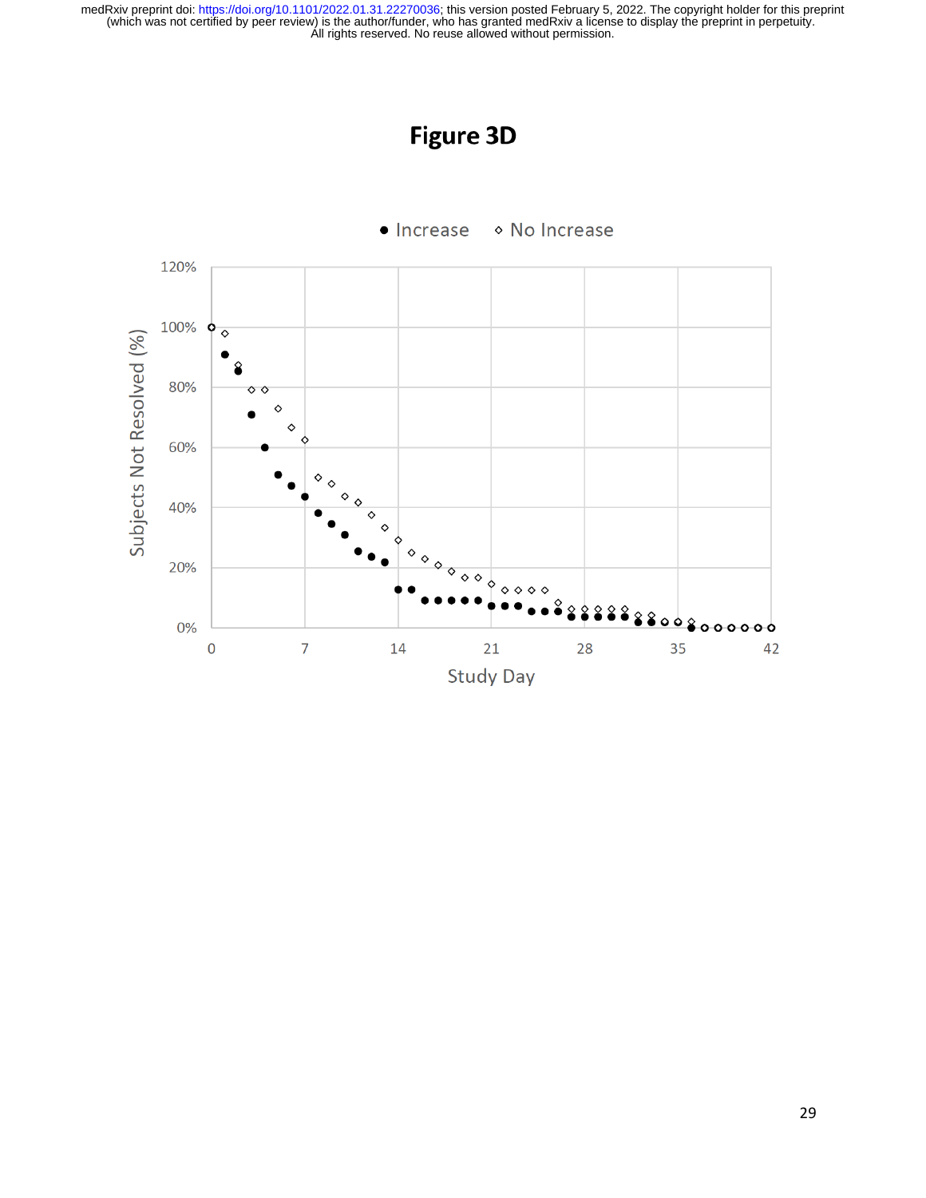# Figure 3D

● Increase ◇ No Increase

Subjects Not Resolved (%)

120%
100%
80%
60%
40%
20%
0%

0
7
14
21
28
35
42

Study Day